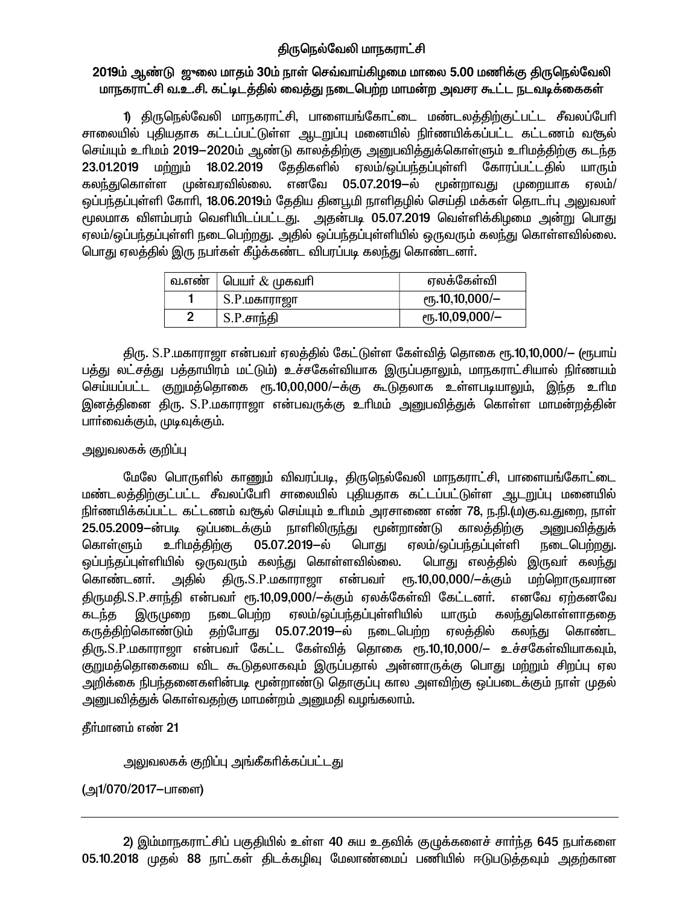# திருநெல்வேலி மாநகராட்சி

## 2019ம் ஆண்டு ஜுலை மாதம் 30ம் நாள் செவ்வாய்கிழமை மாலை 5.00 மணிக்கு திருநெல்வேலி மாநகராட்சி வ.உ.சி. கட்டிடத்தில் வைத்து நடைபெற்ற மாமன்ற அவசர கூட்ட நடவடிக்கைகள்

**1)** திருநெல்வேலி மாநகராட்சி, பாளையங்கோட்டை மண்டலத்திற்குட்பட்ட சீவலப்பேரி சாலையில் புதியதாக கட்டப்பட்டுள்ள ஆடறுப்பு மனையில் நிர்ணயிக்கப்பட்ட கட்டணம் வசூல் செய்யும் உரிமம் 2019–2020ம் ஆண்டு காலத்திற்கு அனுபவித்துக்கொள்ளும் உரிமத்திற்கு கடந்த 23.01.2019 மற்றும் 18.02.2019 தேதிகளில் ஏலம்/ஒப்பந்தப்புள்ளி கோரப்பட்டதில் யாரும் கலந்துகொள்ள முன்வரவில்லை. எனவே 05.07.2019–ல் மூன்றாவது முறையாக ஏலம்/ ஒப்பந்தப்புள்ளி கோரி, 18.06.2019ம் தேதிய தினபூமி நாளிதழில் செய்தி மக்கள் தொடர்பு அலுவலர் மூலமாக விளம்பரம் வெளியிடப்பட்டது. அதன்படி 05.07.2019 வெள்ளிக்கிழமை அன்று பொது ஏலம்/ஒப்பந்தப்புள்ளி நடைபெற்றது. அதில் ஒப்பந்தப்புள்ளியில் ஒருவரும் கலந்து கொள்ளவில்லை. பொது ஏலத்தில் இரு நபர்கள் கீழ்க்கண்ட விபரப்படி கலந்து கொண்டனர்.

| வ.எண் | பெயர் & முகவரி | ஏலக்கேள்வி |
|---|---|---|
| 1 | S.P.மகாராஜா | ரூ.10,10,000/– |
| 2 | S.P.சாந்தி | ரூ.10,09,000/– |

திரு. S.P.மகாராஜா என்பவர் ஏலத்தில் கேட்டுள்ள கேள்வித் தொகை ரூ.10,10,000/– (ரூபாய் பத்து லட்சத்து பத்தாயிரம் மட்டும்) உச்சகேள்வியாக இருப்பதாலும், மாநகராட்சியால் நிர்ணயம் செய்யப்பட்ட குறுமத்தொகை ரூ.10,00,000/–க்கு கூடுதலாக உள்ளபடியாலும், இந்த உரிம இனத்தினை திரு. S.P.மகாராஜா என்பவருக்கு உரிமம் அனுபவித்துக் கொள்ள மாமன்றத்தின் பார்வைக்கும், முடிவுக்கும்.

அலுவலகக் குறிப்பு

மேலே பொருளில் காணும் விவரப்படி, திருநெல்வேலி மாநகராட்சி, பாளையங்கோட்டை மண்டலத்திற்குட்பட்ட சீவலப்பேரி சாலையில் புதியதாக கட்டப்பட்டுள்ள ஆடறுப்பு மனையில் நிர்ணயிக்கப்பட்ட கட்டணம் வசூல் செய்யும் உரிமம் அரசாணை எண் 78, ந.நி.(ம)கு.வ.துறை, நாள் 25.05.2009–ன்படி ஒப்படைக்கும் நாளிலிருந்து மூன்றாண்டு காலத்திற்கு அனுபவித்துக் கொள்ளும் உரிமத்திற்கு 05.07.2019–ல் பொது ஏலம்/ஒப்பந்தப்புள்ளி நடைபெற்றது. ஒப்பந்தப்புள்ளியில் ஒருவரும் கலந்து கொள்ளவில்லை. பொது எலத்தில் இருவர் கலந்து கொண்டனர். அதில் திரு.S.P.மகாராஜா என்பவர் ரூ.10,00,000/–க்கும் மற்றொருவரான திருமதி.S.P.சாந்தி என்பவர் ரூ.10,09,000/–க்கும் ஏலக்கேள்வி கேட்டனர். எனவே ஏற்கனவே கடந்த இருமுறை நடைபெற்ற ஏலம்/ஒப்பந்தப்புள்ளியில் யாரும் கலந்துகொள்ளாததை கருத்திற்கொண்டும் தற்போது 05.07.2019–ல் நடைபெற்ற ஏலத்தில் கலந்து கொண்ட திரு.S.P.மகாராஜா என்பவர் கேட்ட கேள்வித் தொகை ரூ.10,10,000/– உச்சகேள்வியாகவும், குறுமத்தொகையை விட கூடுதலாகவும் இருப்பதால் அன்னாருக்கு பொது மற்றும் சிறப்பு ஏல அறிக்கை நிபந்தனைகளின்படி மூன்றாண்டு தொகுப்பு கால அளவிற்கு ஒப்படைக்கும் நாள் முதல் அனுபவித்துக் கொள்வதற்கு மாமன்றம் அனுமதி வழங்கலாம்.

தீர்மானம் எண் 21

அலுவலகக் குறிப்பு அங்கீகரிக்கப்பட்டது

(அ1/070/2017–பாளை)

---

**2)** இம்மாநகராட்சிப் பகுதியில் உள்ள 40 சுய உதவிக் குழுக்களைச் சார்ந்த 645 நபர்களை 05.10.2018 முதல் 88 நாட்கள் திடக்கழிவு மேலாண்மைப் பணியில் ஈடுபடுத்தவும் அதற்கான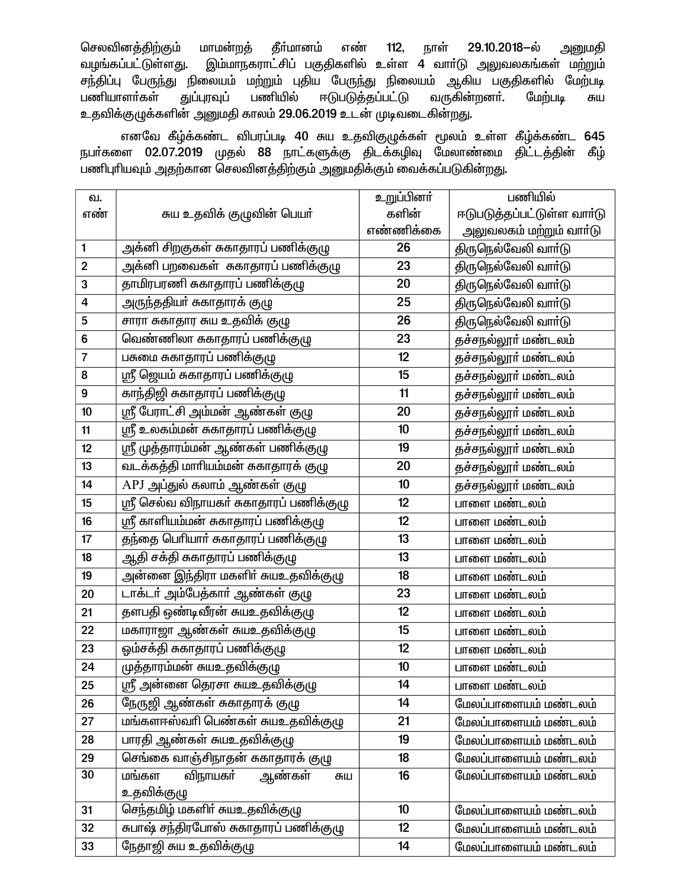செலவினத்திற்கும் மாமன்றத் தீர்மானம் எண் 112, நாள் 29.10.2018–ல் அனுமதி வழங்கப்பட்டுள்ளது. இம்மாநகராட்சிப் பகுதிகளில் உள்ள 4 வார்டு அலுவலகங்கள் மற்றும் சந்திப்பு பேருந்து நிலையம் மற்றும் புதிய பேருந்து நிலையம் ஆகிய பகுதிகளில் மேற்படி பணியாளர்கள் துப்புரவுப் பணியில் ஈடுபடுத்தப்பட்டு வருகின்றனர். மேற்படி சுய உதவிக்குழுக்களின் அனுமதி காலம் 29.06.2019 உடன் முடிவடைகின்றது.

எனவே கீழ்க்கண்ட விபரப்படி 40 சுய உதவிகுழுக்கள் மூலம் உள்ள கீழ்க்கண்ட 645 நபர்களை 02.07.2019 முதல் 88 நாட்களுக்கு திடக்கழிவு மேலாண்மை திட்டத்தின் கீழ் பணிபுரியவும் அதற்கான செலவினத்திற்கும் அனுமதிக்கும் வைக்கப்படுகின்றது.

| வ. எண் | சுய உதவிக் குழுவின் பெயர் | உறுப்பினர் களின் எண்ணிக்கை | பணியில் ஈடுபடுத்தப்பட்டுள்ள வார்டு அலுவலகம் மற்றும் வார்டு |
|---|---|---|---|
| 1 | அக்னி சிறகுகள் சுகாதாரப் பணிக்குழு | 26 | திருநெல்வேலி வார்டு |
| 2 | அக்னி பறவைகள் சுகாதாரப் பணிக்குழு | 23 | திருநெல்வேலி வார்டு |
| 3 | தாமிரபரணி சுகாதாரப் பணிக்குழு | 20 | திருநெல்வேலி வார்டு |
| 4 | அருந்ததியர் சுகாதாரக் குழு | 25 | திருநெல்வேலி வார்டு |
| 5 | சாரா சுகாதார சுய உதவிக் குழு | 26 | திருநெல்வேலி வார்டு |
| 6 | வெண்ணிலா சுகாதாரப் பணிக்குழு | 23 | தச்சநல்லூர் மண்டலம் |
| 7 | பசுமை சுகாதாரப் பணிக்குழு | 12 | தச்சநல்லூர் மண்டலம் |
| 8 | ஸ்ரீ ஜெயம் சுகாதாரப் பணிக்குழு | 15 | தச்சநல்லூர் மண்டலம் |
| 9 | காந்திஜி சுகாதாரப் பணிக்குழு | 11 | தச்சநல்லூர் மண்டலம் |
| 10 | ஸ்ரீ பேராட்சி அம்மன் ஆண்கள் குழு | 20 | தச்சநல்லூர் மண்டலம் |
| 11 | ஸ்ரீ உலகம்மன் சுகாதாரப் பணிக்குழு | 10 | தச்சநல்லூர் மண்டலம் |
| 12 | ஸ்ரீ முத்தாரம்மன் ஆண்கள் பணிக்குழு | 19 | தச்சநல்லூர் மண்டலம் |
| 13 | வடக்கத்தி மாரியம்மன் சுகாதாரக் குழு | 20 | தச்சநல்லூர் மண்டலம் |
| 14 | APJ அப்துல் கலாம் ஆண்கள் குழு | 10 | தச்சநல்லூர் மண்டலம் |
| 15 | ஸ்ரீ செல்வ விநாயகர் சுகாதாரப் பணிக்குழு | 12 | பாளை மண்டலம் |
| 16 | ஸ்ரீ காளியம்மன் சுகாதாரப் பணிக்குழு | 12 | பாளை மண்டலம் |
| 17 | தந்தை பெரியார் சுகாதாரப் பணிக்குழு | 13 | பாளை மண்டலம் |
| 18 | ஆதி சக்தி சுகாதாரப் பணிக்குழு | 13 | பாளை மண்டலம் |
| 19 | அன்னை இந்திரா மகளிர் சுயஉதவிக்குழு | 18 | பாளை மண்டலம் |
| 20 | டாக்டர் அம்பேத்கார் ஆண்கள் குழு | 23 | பாளை மண்டலம் |
| 21 | தளபதி ஒண்டிவீரன் சுயஉதவிக்குழு | 12 | பாளை மண்டலம் |
| 22 | மகாராஜா ஆண்கள் சுயஉதவிக்குழு | 15 | பாளை மண்டலம் |
| 23 | ஓம்சக்தி சுகாதாரப் பணிக்குழு | 12 | பாளை மண்டலம் |
| 24 | முத்தாரம்மன் சுயஉதவிக்குழு | 10 | பாளை மண்டலம் |
| 25 | ஸ்ரீ அன்னை தெரசா சுயஉதவிக்குழு | 14 | பாளை மண்டலம் |
| 26 | நேருஜி ஆண்கள் சுகாதாரக் குழு | 14 | மேலப்பாளையம் மண்டலம் |
| 27 | மங்களாஈஸ்வரி பெண்கள் சுயஉதவிக்குழு | 21 | மேலப்பாளையம் மண்டலம் |
| 28 | பாரதி ஆண்கள் சுயஉதவிக்குழு | 19 | மேலப்பாளையம் மண்டலம் |
| 29 | செங்கை வாஞ்சிநாதன் சுகாதாரக் குழு | 18 | மேலப்பாளையம் மண்டலம் |
| 30 | மங்கள விநாயகர் ஆண்கள் சுய உதவிக்குழு | 16 | மேலப்பாளையம் மண்டலம் |
| 31 | செந்தமிழ் மகளிர் சுயஉதவிக்குழு | 10 | மேலப்பாளையம் மண்டலம் |
| 32 | சுபாஷ் சந்திரபோஸ் சுகாதாரப் பணிக்குழு | 12 | மேலப்பாளையம் மண்டலம் |
| 33 | நேதாஜி சுய உதவிக்குழு | 14 | மேலப்பாளையம் மண்டலம் |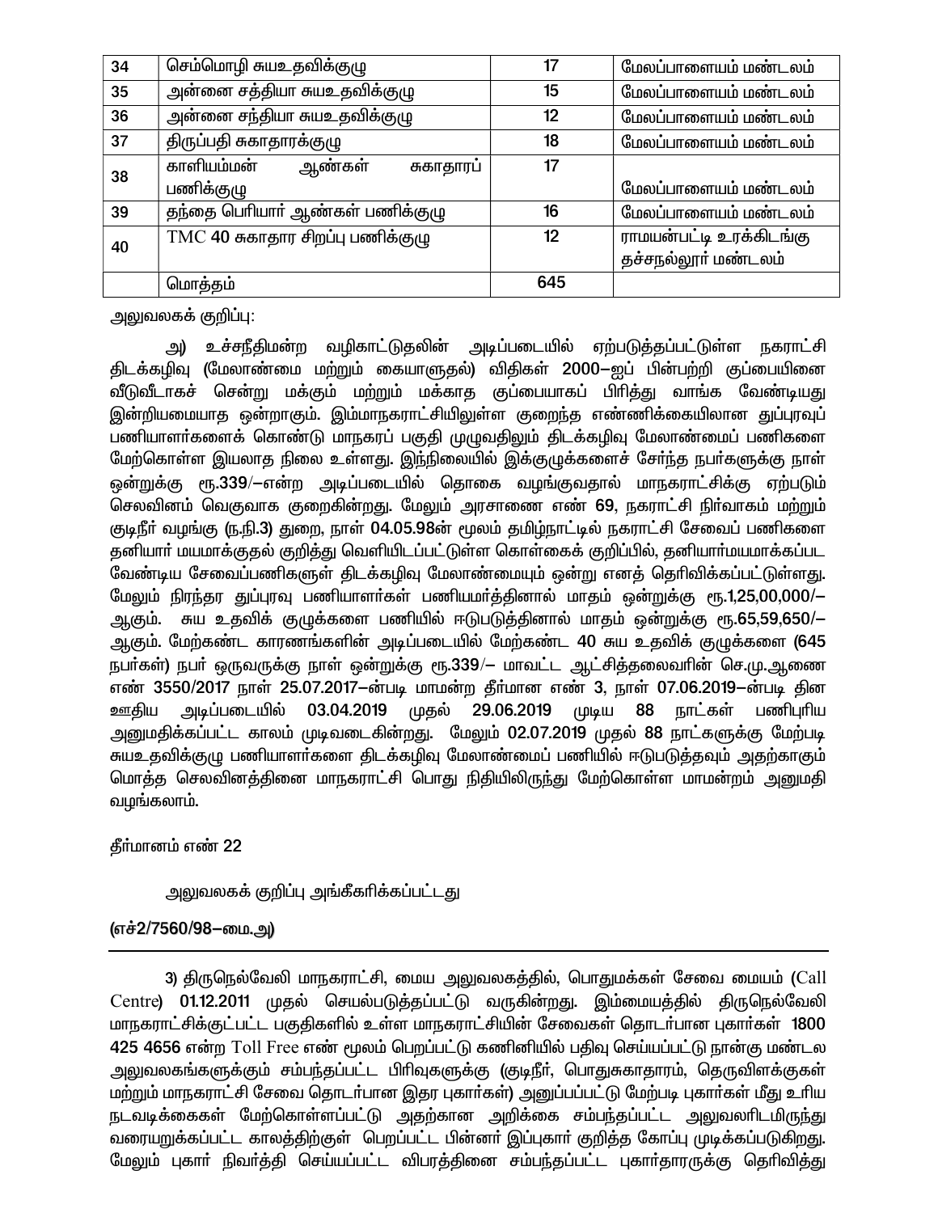| | | | |
|---|---|---|---|
| 34 | செம்மொழி சுயஉதவிக்குழு | 17 | மேலப்பாளையம் மண்டலம் |
| 35 | அன்னை சத்தியா சுயஉதவிக்குழு | 15 | மேலப்பாளையம் மண்டலம் |
| 36 | அன்னை சந்தியா சுயஉதவிக்குழு | 12 | மேலப்பாளையம் மண்டலம் |
| 37 | திருப்பதி சுகாதாரக்குழு | 18 | மேலப்பாளையம் மண்டலம் |
| 38 | காளியம்மன் ஆண்கள் சுகாதாரப் பணிக்குழு | 17 | மேலப்பாளையம் மண்டலம் |
| 39 | தந்தை பெரியார் ஆண்கள் பணிக்குழு | 16 | மேலப்பாளையம் மண்டலம் |
| 40 | TMC 40 சுகாதார சிறப்பு பணிக்குழு | 12 | ராமயன்பட்டி உரக்கிடங்கு தச்சநல்லூர் மண்டலம் |
| | மொத்தம் | 645 | |

அலுவலகக் குறிப்பு:

அ) உச்சநீதிமன்ற வழிகாட்டுதலின் அடிப்படையில் ஏற்படுத்தப்பட்டுள்ள நகராட்சி திடக்கழிவு (மேலாண்மை மற்றும் கையாளுதல்) விதிகள் 2000–ஐப் பின்பற்றி குப்பையினை வீடுவீடாகச் சென்று மக்கும் மற்றும் மக்காத குப்பையாகப் பிரித்து வாங்க வேண்டியது இன்றியமையாத ஒன்றாகும். இம்மாநகராட்சியிலுள்ள குறைந்த எண்ணிக்கையிலான துப்புரவுப் பணியாளர்களைக் கொண்டு மாநகரப் பகுதி முழுவதிலும் திடக்கழிவு மேலாண்மைப் பணிகளை மேற்கொள்ள இயலாத நிலை உள்ளது. இந்நிலையில் இக்குழுக்களைச் சேர்ந்த நபர்களுக்கு நாள் ஒன்றுக்கு ரூ.339/–என்ற அடிப்படையில் தொகை வழங்குவதால் மாநகராட்சிக்கு ஏற்படும் செலவினம் வெகுவாக குறைகின்றது. மேலும் அரசாணை எண் 69, நகராட்சி நிர்வாகம் மற்றும் குடிநீர் வழங்கு (ந.நி.3) துறை, நாள் 04.05.98ன் மூலம் தமிழ்நாட்டில் நகராட்சி சேவைப் பணிகளை தனியார் மயமாக்குதல் குறித்து வெளியிடப்பட்டுள்ள கொள்கைக் குறிப்பில், தனியார்மயமாக்கப்பட வேண்டிய சேவைப்பணிகளுள் திடக்கழிவு மேலாண்மையும் ஒன்று எனத் தெரிவிக்கப்பட்டுள்ளது. மேலும் நிரந்தர துப்புரவு பணியாளர்கள் பணியமர்த்தினால் மாதம் ஒன்றுக்கு ரூ.1,25,00,000/– ஆகும். சுய உதவிக் குழுக்களை பணியில் ஈடுபடுத்தினால் மாதம் ஒன்றுக்கு ரூ.65,59,650/– ஆகும். மேற்கண்ட காரணங்களின் அடிப்படையில் மேற்கண்ட 40 சுய உதவிக் குழுக்களை (645 நபர்கள்) நபர் ஒருவருக்கு நாள் ஒன்றுக்கு ரூ.339/– மாவட்ட ஆட்சித்தலைவரின் செ.மு.ஆணை எண் 3550/2017 நாள் 25.07.2017–ன்படி மாமன்ற தீர்மான எண் 3, நாள் 07.06.2019–ன்படி தின ஊதிய அடிப்படையில் 03.04.2019 முதல் 29.06.2019 முடிய 88 நாட்கள் பணிபுரிய அனுமதிக்கப்பட்ட காலம் முடிவடைகின்றது. மேலும் 02.07.2019 முதல் 88 நாட்களுக்கு மேற்படி சுயஉதவிக்குழு பணியாளர்களை திடக்கழிவு மேலாண்மைப் பணியில் ஈடுபடுத்தவும் அதற்காகும் மொத்த செலவினத்தினை மாநகராட்சி பொது நிதியிலிருந்து மேற்கொள்ள மாமன்றம் அனுமதி வழங்கலாம்.

தீர்மானம் எண் 22

அலுவலகக் குறிப்பு அங்கீகரிக்கப்பட்டது

**(எச்2/7560/98–மை.அ)**

---

3) திருநெல்வேலி மாநகராட்சி, மைய அலுவலகத்தில், பொதுமக்கள் சேவை மையம் (Call Centre) 01.12.2011 முதல் செயல்படுத்தப்பட்டு வருகின்றது. இம்மையத்தில் திருநெல்வேலி மாநகராட்சிக்குட்பட்ட பகுதிகளில் உள்ள மாநகராட்சியின் சேவைகள் தொடர்பான புகார்கள் 1800 425 4656 என்ற Toll Free எண் மூலம் பெறப்பட்டு கணினியில் பதிவு செய்யப்பட்டு நான்கு மண்டல அலுவலகங்களுக்கும் சம்பந்தப்பட்ட பிரிவுகளுக்கு (குடிநீர், பொதுசுகாதாரம், தெருவிளக்குகள் மற்றும் மாநகராட்சி சேவை தொடர்பான இதர புகார்கள்) அனுப்பப்பட்டு மேற்படி புகார்கள் மீது உரிய நடவடிக்கைகள் மேற்கொள்ளப்பட்டு அதற்கான அறிக்கை சம்பந்தப்பட்ட அலுவலரிடமிருந்து வரையறுக்கப்பட்ட காலத்திற்குள் பெறப்பட்ட பின்னர் இப்புகார் குறித்த கோப்பு முடிக்கப்படுகிறது. மேலும் புகார் நிவர்த்தி செய்யப்பட்ட விபரத்தினை சம்பந்தப்பட்ட புகார்தாரருக்கு தெரிவித்து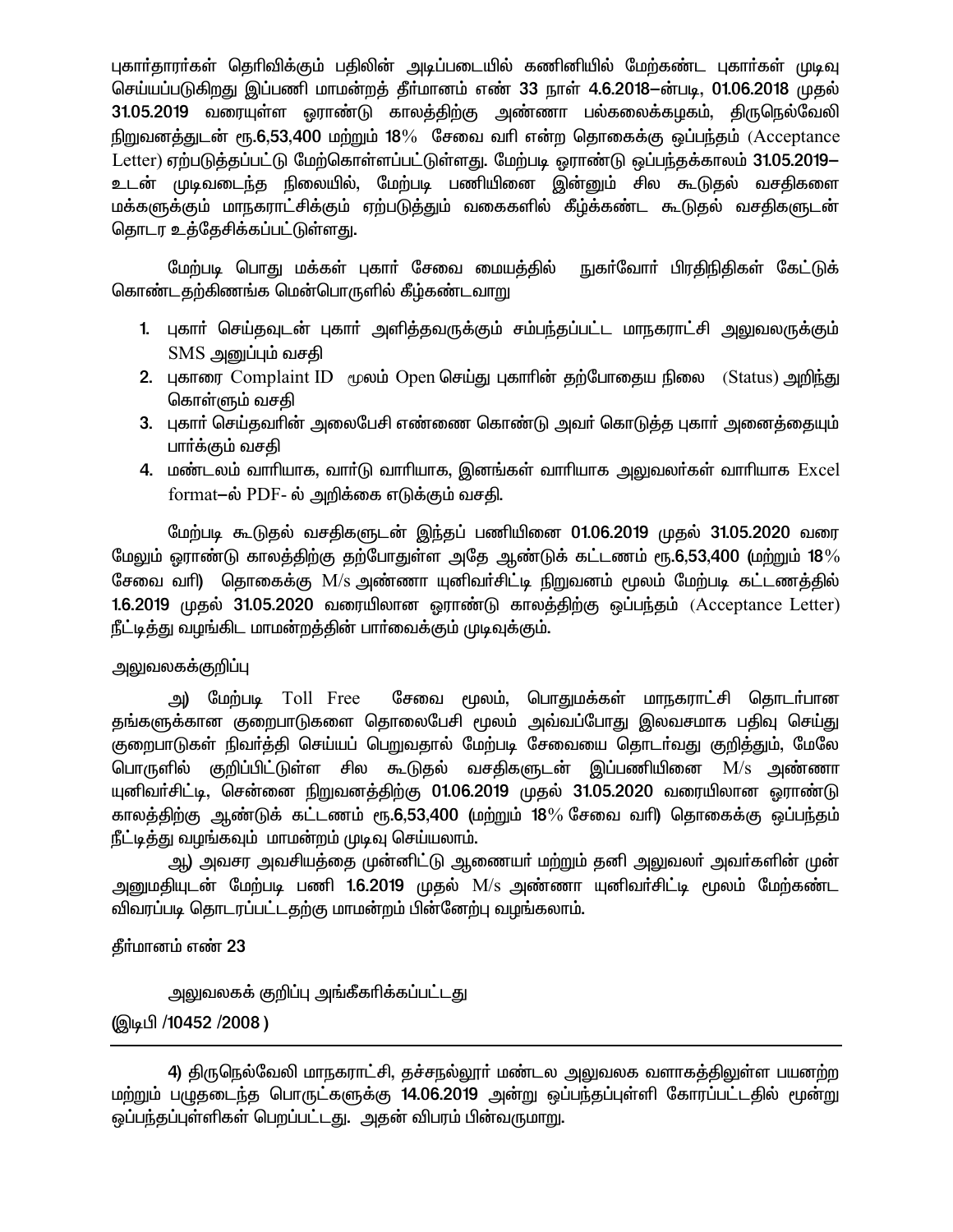புகார்தாரர்கள் தெரிவிக்கும் பதிலின் அடிப்படையில் கணினியில் மேற்கண்ட புகார்கள் முடிவு செய்யப்படுகிறது இப்பணி மாமன்றத் தீர்மானம் எண் 33 நாள் 4.6.2018–ன்படி, 01.06.2018 முதல் 31.05.2019 வரையுள்ள ஓராண்டு காலத்திற்கு அண்ணா பல்கலைக்கழகம், திருநெல்வேலி நிறுவனத்துடன் ரூ.6,53,400 மற்றும் 18% சேவை வரி என்ற தொகைக்கு ஒப்பந்தம் (Acceptance Letter) ஏற்படுத்தப்பட்டு மேற்கொள்ளப்பட்டுள்ளது. மேற்படி ஓராண்டு ஒப்பந்தக்காலம் 31.05.2019– உடன் முடிவடைந்த நிலையில், மேற்படி பணியினை இன்னும் சில கூடுதல் வசதிகளை மக்களுக்கும் மாநகராட்சிக்கும் ஏற்படுத்தும் வகைகளில் கீழ்க்கண்ட கூடுதல் வசதிகளுடன் தொடர உத்தேசிக்கப்பட்டுள்ளது.

மேற்படி பொது மக்கள் புகார் சேவை மையத்தில் நுகர்வோர் பிரதிநிதிகள் கேட்டுக் கொண்டதற்கிணங்க மென்பொருளில் கீழ்கண்டவாறு

1. புகார் செய்தவுடன் புகார் அளித்தவருக்கும் சம்பந்தப்பட்ட மாநகராட்சி அலுவலருக்கும் SMS அனுப்பும் வசதி
2. புகாரை Complaint ID மூலம் Open செய்து புகாரின் தற்போதைய நிலை (Status) அறிந்து கொள்ளும் வசதி
3. புகார் செய்தவரின் அலைபேசி எண்ணை கொண்டு அவர் கொடுத்த புகார் அனைத்தையும் பார்க்கும் வசதி
4. மண்டலம் வாரியாக, வார்டு வாரியாக, இனங்கள் வாரியாக அலுவலர்கள் வாரியாக Excel format–ல் PDF- ல் அறிக்கை எடுக்கும் வசதி.

மேற்படி கூடுதல் வசதிகளுடன் இந்தப் பணியினை 01.06.2019 முதல் 31.05.2020 வரை மேலும் ஓராண்டு காலத்திற்கு தற்போதுள்ள அதே ஆண்டுக் கட்டணம் ரூ.6,53,400 (மற்றும் 18% சேவை வரி) தொகைக்கு M/s அண்ணா யுனிவர்சிட்டி நிறுவனம் மூலம் மேற்படி கட்டணத்தில் 1.6.2019 முதல் 31.05.2020 வரையிலான ஓராண்டு காலத்திற்கு ஒப்பந்தம் (Acceptance Letter) நீட்டித்து வழங்கிட மாமன்றத்தின் பார்வைக்கும் முடிவுக்கும்.

அலுவலகக்குறிப்பு

அ) மேற்படி Toll Free சேவை மூலம், பொதுமக்கள் மாநகராட்சி தொடர்பான தங்களுக்கான குறைபாடுகளை தொலைபேசி மூலம் அவ்வப்போது இலவசமாக பதிவு செய்து குறைபாடுகள் நிவர்த்தி செய்யப் பெறுவதால் மேற்படி சேவையை தொடர்வது குறித்தும், மேலே பொருளில் குறிப்பிட்டுள்ள சில கூடுதல் வசதிகளுடன் இப்பணியினை M/s அண்ணா யுனிவர்சிட்டி, சென்னை நிறுவனத்திற்கு 01.06.2019 முதல் 31.05.2020 வரையிலான ஓராண்டு காலத்திற்கு ஆண்டுக் கட்டணம் ரூ.6,53,400 (மற்றும் 18% சேவை வரி) தொகைக்கு ஒப்பந்தம் நீட்டித்து வழங்கவும் மாமன்றம் முடிவு செய்யலாம்.

ஆ) அவசர அவசியத்தை முன்னிட்டு ஆணையர் மற்றும் தனி அலுவலர் அவர்களின் முன் அனுமதியுடன் மேற்படி பணி 1.6.2019 முதல் M/s அண்ணா யுனிவர்சிட்டி மூலம் மேற்கண்ட விவரப்படி தொடரப்பட்டதற்கு மாமன்றம் பின்னேற்பு வழங்கலாம்.

தீர்மானம் எண் 23

அலுவலகக் குறிப்பு அங்கீகரிக்கப்பட்டது

(இடிபி /10452 /2008 )

---

4) திருநெல்வேலி மாநகராட்சி, தச்சநல்லூர் மண்டல அலுவலக வளாகத்திலுள்ள பயனற்ற மற்றும் பழுதடைந்த பொருட்களுக்கு 14.06.2019 அன்று ஒப்பந்தப்புள்ளி கோரப்பட்டதில் மூன்று ஒப்பந்தப்புள்ளிகள் பெறப்பட்டது. அதன் விபரம் பின்வருமாறு.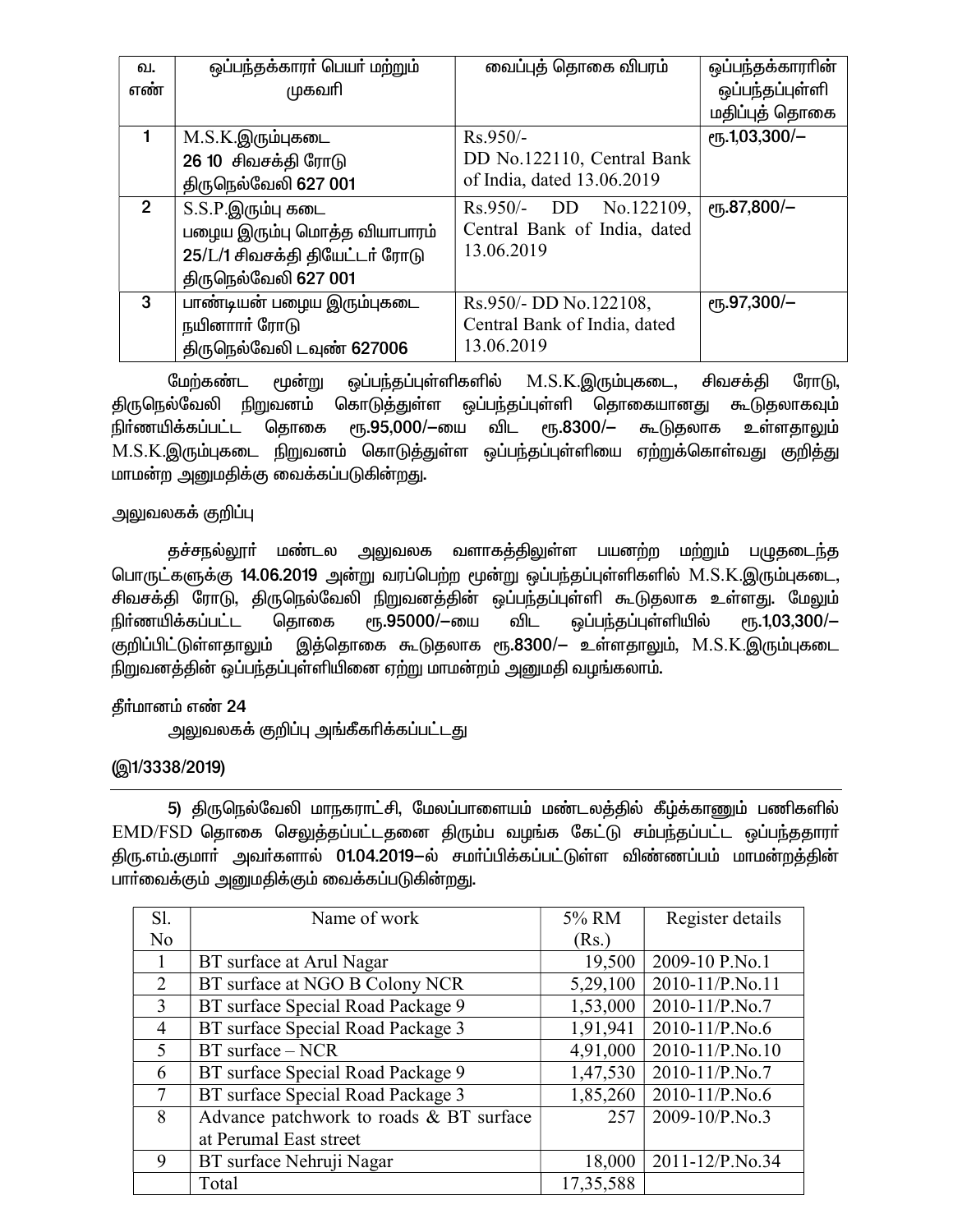| வ. எண் | ஒப்பந்தக்காரர் பெயர் மற்றும் முகவரி | வைப்புத் தொகை விபரம் | ஒப்பந்தக்காரரின் ஒப்பந்தப்புள்ளி மதிப்புத் தொகை |
|---|---|---|---|
| 1 | M.S.K.இரும்புகடை<br>26 10 சிவசக்தி ரோடு<br>திருநெல்வேலி 627 001 | Rs.950/-<br>DD No.122110, Central Bank of India, dated 13.06.2019 | ரூ.1,03,300/– |
| 2 | S.S.P.இரும்பு கடை<br>பழைய இரும்பு மொத்த வியாபாரம்<br>25/L/1 சிவசக்தி தியேட்டர் ரோடு<br>திருநெல்வேலி 627 001 | Rs.950/- DD No.122109, Central Bank of India, dated 13.06.2019 | ரூ.87,800/– |
| 3 | பாண்டியன் பழைய இரும்புகடை<br>நயினார் ரோடு<br>திருநெல்வேலி டவுண் 627006 | Rs.950/- DD No.122108, Central Bank of India, dated 13.06.2019 | ரூ.97,300/– |

மேற்கண்ட மூன்று ஒப்பந்தப்புள்ளிகளில் M.S.K.இரும்புகடை, சிவசக்தி ரோடு, திருநெல்வேலி நிறுவனம் கொடுத்துள்ள ஒப்பந்தப்புள்ளி தொகையானது கூடுதலாகவும் நிர்ணயிக்கப்பட்ட தொகை ரூ.95,000/–யை விட ரூ.8300/– கூடுதலாக உள்ளதாலும் M.S.K.இரும்புகடை நிறுவனம் கொடுத்துள்ள ஒப்பந்தப்புள்ளியை ஏற்றுக்கொள்வது குறித்து மாமன்ற அனுமதிக்கு வைக்கப்படுகின்றது.

அலுவலகக் குறிப்பு

தச்சநல்லூர் மண்டல அலுவலக வளாகத்திலுள்ள பயனற்ற மற்றும் பழுதடைந்த பொருட்களுக்கு 14.06.2019 அன்று வரப்பெற்ற மூன்று ஒப்பந்தப்புள்ளிகளில் M.S.K.இரும்புகடை, சிவசக்தி ரோடு, திருநெல்வேலி நிறுவனத்தின் ஒப்பந்தப்புள்ளி கூடுதலாக உள்ளது. மேலும் நிர்ணயிக்கப்பட்ட தொகை ரூ.95000/–யை விட ஒப்பந்தப்புள்ளியில் ரூ.1,03,300/– குறிப்பிட்டுள்ளதாலும் இத்தொகை கூடுதலாக ரூ.8300/– உள்ளதாலும், M.S.K.இரும்புகடை நிறுவனத்தின் ஒப்பந்தப்புள்ளியினை ஏற்று மாமன்றம் அனுமதி வழங்கலாம்.

தீர்மானம் எண் 24

அலுவலகக் குறிப்பு அங்கீகரிக்கப்பட்டது

(இ1/3338/2019)

---

5) திருநெல்வேலி மாநகராட்சி, மேலப்பாளையம் மண்டலத்தில் கீழ்காணும் பணிகளில் EMD/FSD தொகை செலுத்தப்பட்டதனை திரும்ப வழங்க கேட்டு சம்பந்தப்பட்ட ஒப்பந்ததாரர் திரு.எம்.குமார் அவர்களால் 01.04.2019–ல் சமர்ப்பிக்கப்பட்டுள்ள விண்ணப்பம் மாமன்றத்தின் பார்வைக்கும் அனுமதிக்கும் வைக்கப்படுகின்றது.

| Sl. No | Name of work | 5% RM (Rs.) | Register details |
|---|---|---|---|
| 1 | BT surface at Arul Nagar | 19,500 | 2009-10 P.No.1 |
| 2 | BT surface at NGO B Colony NCR | 5,29,100 | 2010-11/P.No.11 |
| 3 | BT surface Special Road Package 9 | 1,53,000 | 2010-11/P.No.7 |
| 4 | BT surface Special Road Package 3 | 1,91,941 | 2010-11/P.No.6 |
| 5 | BT surface – NCR | 4,91,000 | 2010-11/P.No.10 |
| 6 | BT surface Special Road Package 9 | 1,47,530 | 2010-11/P.No.7 |
| 7 | BT surface Special Road Package 3 | 1,85,260 | 2010-11/P.No.6 |
| 8 | Advance patchwork to roads & BT surface at Perumal East street | 257 | 2009-10/P.No.3 |
| 9 | BT surface Nehruji Nagar | 18,000 | 2011-12/P.No.34 |
| | Total | 17,35,588 | |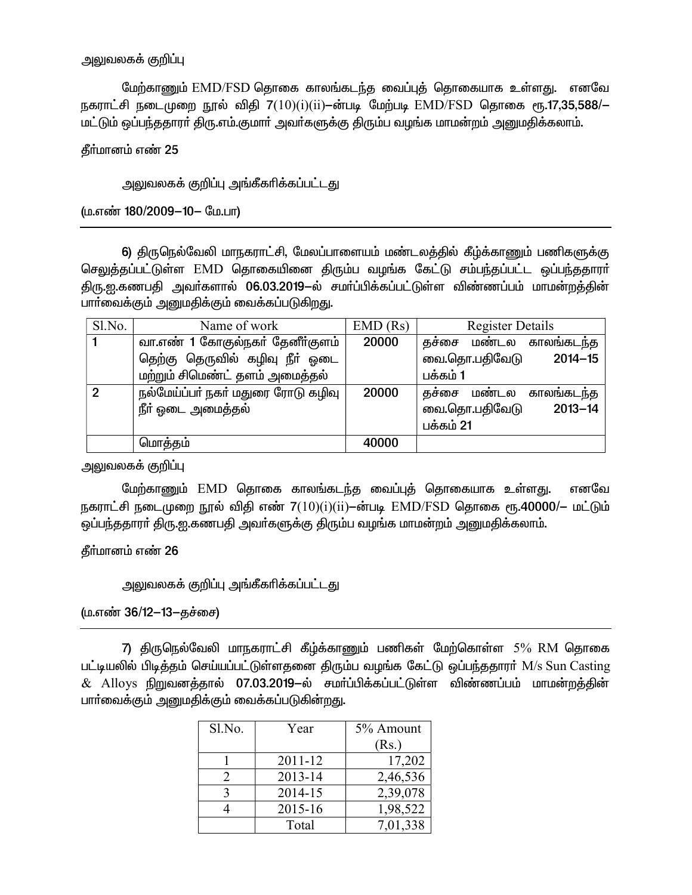அலுவலகக் குறிப்பு

மேற்காணும் EMD/FSD தொகை காலங்கடந்த வைப்புத் தொகையாக உள்ளது. எனவே நகராட்சி நடைமுறை நூல் விதி 7(10)(i)(ii)–ன்படி மேற்படி EMD/FSD தொகை ரூ.17,35,588/– மட்டும் ஒப்பந்ததாரர் திரு.எம்.குமார் அவர்களுக்கு திரும்ப வழங்க மாமன்றம் அனுமதிக்கலாம்.

தீர்மானம் எண் 25

அலுவலகக் குறிப்பு அங்கீகரிக்கப்பட்டது

(ம.எண் 180/2009–10– மே.பா)

---

6) திருநெல்வேலி மாநகராட்சி, மேலப்பாளையம் மண்டலத்தில் கீழ்க்காணும் பணிகளுக்கு செலுத்தப்பட்டுள்ள EMD தொகையினை திரும்ப வழங்க கேட்டு சம்பந்தப்பட்ட ஒப்பந்ததாரர் திரு.ஐ.கணபதி அவர்களால் 06.03.2019–ல் சமர்ப்பிக்கப்பட்டுள்ள விண்ணப்பம் மாமன்றத்தின் பார்வைக்கும் அனுமதிக்கும் வைக்கப்படுகிறது.

| Sl.No. | Name of work | EMD (Rs) | Register Details |
|---|---|---|---|
| 1 | வா.எண் 1 கோகுல்நகர் தேனீர்குளம் தெற்கு தெருவில் கழிவு நீர் ஓடை மற்றும் சிமெண்ட் தளம் அமைத்தல் | 20000 | தச்சை மண்டல காலங்கடந்த வை.தொ.பதிவேடு 2014–15 பக்கம் 1 |
| 2 | நல்மேய்ப்பர் நகர் மதுரை ரோடு கழிவு நீர் ஓடை அமைத்தல் | 20000 | தச்சை மண்டல காலங்கடந்த வை.தொ.பதிவேடு 2013–14 பக்கம் 21 |
| | மொத்தம் | 40000 | |

அலுவலகக் குறிப்பு

மேற்காணும் EMD தொகை காலங்கடந்த வைப்புத் தொகையாக உள்ளது. எனவே நகராட்சி நடைமுறை நூல் விதி எண் 7(10)(i)(ii)–ன்படி EMD/FSD தொகை ரூ.40000/– மட்டும் ஒப்பந்ததாரர் திரு.ஐ.கணபதி அவர்களுக்கு திரும்ப வழங்க மாமன்றம் அனுமதிக்கலாம்.

தீர்மானம் எண் 26

அலுவலகக் குறிப்பு அங்கீகரிக்கப்பட்டது

(ம.எண் 36/12–13–தச்சை)

---

7) திருநெல்வேலி மாநகராட்சி கீழ்க்காணும் பணிகள் மேற்கொள்ள 5% RM தொகை பட்டியலில் பிடித்தம் செய்யப்பட்டுள்ளதனை திரும்ப வழங்க கேட்டு ஒப்பந்ததாரர் M/s Sun Casting & Alloys நிறுவனத்தால் 07.03.2019–ல் சமர்ப்பிக்கப்பட்டுள்ள விண்ணப்பம் மாமன்றத்தின் பார்வைக்கும் அனுமதிக்கும் வைக்கப்படுகின்றது.

| Sl.No. | Year | 5% Amount (Rs.) |
|---|---|---|
| 1 | 2011-12 | 17,202 |
| 2 | 2013-14 | 2,46,536 |
| 3 | 2014-15 | 2,39,078 |
| 4 | 2015-16 | 1,98,522 |
| | Total | 7,01,338 |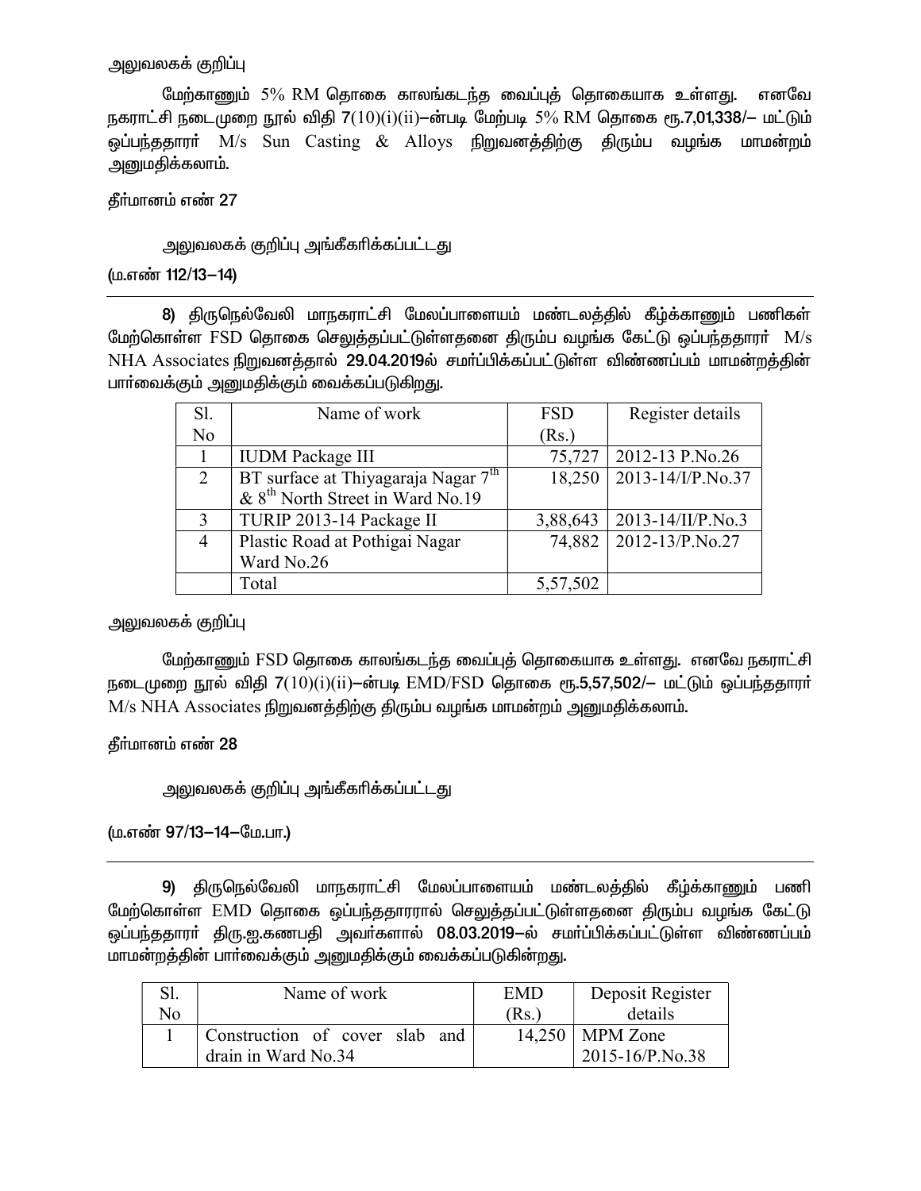அலுவலகக் குறிப்பு

மேற்காணும் 5% RM தொகை காலங்கடந்த வைப்புத் தொகையாக உள்ளது. எனவே நகராட்சி நடைமுறை நூல் விதி 7(10)(i)(ii)–ன்படி மேற்படி 5% RM தொகை ரூ.7,01,338/– மட்டும் ஒப்பந்ததாரர் M/s Sun Casting & Alloys நிறுவனத்திற்கு திரும்ப வழங்க மாமன்றம் அனுமதிக்கலாம்.

தீர்மானம் எண் 27

அலுவலகக் குறிப்பு அங்கீகரிக்கப்பட்டது

(ம.எண் 112/13–14)

---

**8)** திருநெல்வேலி மாநகராட்சி மேலப்பாளையம் மண்டலத்தில் கீழ்க்காணும் பணிகள் மேற்கொள்ள FSD தொகை செலுத்தப்பட்டுள்ளதனை திரும்ப வழங்க கேட்டு ஒப்பந்ததாரர் M/s NHA Associates நிறுவனத்தால் **29.04.2019**ல் சமர்ப்பிக்கப்பட்டுள்ள விண்ணப்பம் மாமன்றத்தின் பார்வைக்கும் அனுமதிக்கும் வைக்கப்படுகிறது.

| Sl. No | Name of work | FSD (Rs.) | Register details |
|---|---|---|---|
| 1 | IUDM Package III | 75,727 | 2012-13 P.No.26 |
| 2 | BT surface at Thiyagaraja Nagar 7th & 8th North Street in Ward No.19 | 18,250 | 2013-14/I/P.No.37 |
| 3 | TURIP 2013-14 Package II | 3,88,643 | 2013-14/II/P.No.3 |
| 4 | Plastic Road at Pothigai Nagar Ward No.26 | 74,882 | 2012-13/P.No.27 |
| | Total | 5,57,502 | |

அலுவலகக் குறிப்பு

மேற்காணும் FSD தொகை காலங்கடந்த வைப்புத் தொகையாக உள்ளது. எனவே நகராட்சி நடைமுறை நூல் விதி 7(10)(i)(ii)–ன்படி EMD/FSD தொகை ரூ.5,57,502/– மட்டும் ஒப்பந்ததாரர் M/s NHA Associates நிறுவனத்திற்கு திரும்ப வழங்க மாமன்றம் அனுமதிக்கலாம்.

தீர்மானம் எண் 28

அலுவலகக் குறிப்பு அங்கீகரிக்கப்பட்டது

(ம.எண் 97/13–14–மே.பா.)

---

**9)** திருநெல்வேலி மாநகராட்சி மேலப்பாளையம் மண்டலத்தில் கீழ்க்காணும் பணி மேற்கொள்ள EMD தொகை ஒப்பந்ததாரரால் செலுத்தப்பட்டுள்ளதனை திரும்ப வழங்க கேட்டு ஒப்பந்ததாரர் திரு.ஐ.கணபதி அவர்களால் **08.03.2019**–ல் சமர்ப்பிக்கப்பட்டுள்ள விண்ணப்பம் மாமன்றத்தின் பார்வைக்கும் அனுமதிக்கும் வைக்கப்படுகின்றது.

| Sl. No | Name of work | EMD (Rs.) | Deposit Register details |
|---|---|---|---|
| 1 | Construction of cover slab and drain in Ward No.34 | 14,250 | MPM Zone 2015-16/P.No.38 |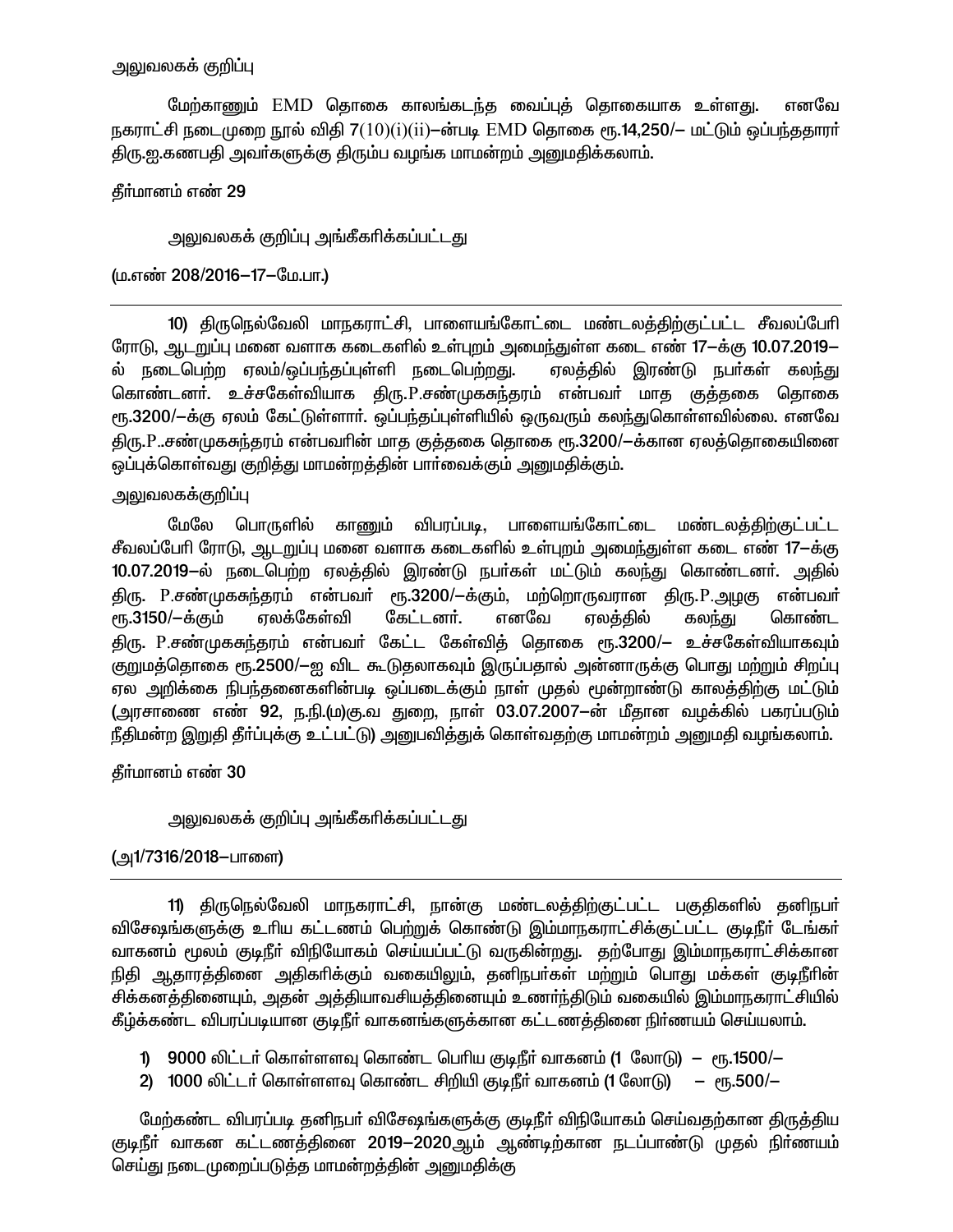அலுவலகக் குறிப்பு

மேற்காணும் EMD தொகை காலங்கடந்த வைப்புத் தொகையாக உள்ளது. எனவே நகராட்சி நடைமுறை நூல் விதி 7(10)(i)(ii)–ன்படி EMD தொகை ரூ.14,250/– மட்டும் ஒப்பந்ததாரர் திரு.ஐ.கணபதி அவர்களுக்கு திரும்ப வழங்க மாமன்றம் அனுமதிக்கலாம்.

தீர்மானம் எண் 29

அலுவலகக் குறிப்பு அங்கீகரிக்கப்பட்டது

(ம.எண் 208/2016–17–மே.பா.)

---

10) திருநெல்வேலி மாநகராட்சி, பாளையங்கோட்டை மண்டலத்திற்குட்பட்ட சீவலப்பேரி ரோடு, ஆடறுப்பு மனை வளாக கடைகளில் உள்புறம் அமைந்துள்ள கடை எண் 17–க்கு 10.07.2019–ல் நடைபெற்ற ஏலம்/ஒப்பந்தப்புள்ளி நடைபெற்றது. ஏலத்தில் இரண்டு நபர்கள் கலந்து கொண்டனர். உச்சகேள்வியாக திரு.P.சண்முகசுந்தரம் என்பவர் மாத குத்தகை தொகை ரூ.3200/–க்கு ஏலம் கேட்டுள்ளார். ஒப்பந்தப்புள்ளியில் ஒருவரும் கலந்துகொள்ளவில்லை. எனவே திரு.P..சண்முகசுந்தரம் என்பவரின் மாத குத்தகை தொகை ரூ.3200/–க்கான ஏலத்தொகையினை ஒப்புக்கொள்வது குறித்து மாமன்றத்தின் பார்வைக்கும் அனுமதிக்கும்.

அலுவலகக்குறிப்பு

மேலே பொருளில் காணும் விபரப்படி, பாளையங்கோட்டை மண்டலத்திற்குட்பட்ட சீவலப்பேரி ரோடு, ஆடறுப்பு மனை வளாக கடைகளில் உள்புறம் அமைந்துள்ள கடை எண் 17–க்கு 10.07.2019–ல் நடைபெற்ற ஏலத்தில் இரண்டு நபர்கள் மட்டும் கலந்து கொண்டனர். அதில் திரு. P.சண்முகசுந்தரம் என்பவர் ரூ.3200/–க்கும், மற்றொருவரான திரு.P.அழகு என்பவர் ரூ.3150/–க்கும் ஏலக்கேள்வி கேட்டனர். எனவே ஏலத்தில் கலந்து கொண்ட திரு. P.சண்முகசுந்தரம் என்பவர் கேட்ட கேள்வித் தொகை ரூ.3200/– உச்சகேள்வியாகவும் குறுமத்தொகை ரூ.2500/–ஐ விட கூடுதலாகவும் இருப்பதால் அன்னாருக்கு பொது மற்றும் சிறப்பு ஏல அறிக்கை நிபந்தனைகளின்படி ஒப்படைக்கும் நாள் முதல் மூன்றாண்டு காலத்திற்கு மட்டும் (அரசாணை எண் 92, ந.நி.(ம)கு.வ துறை, நாள் 03.07.2007–ன் மீதான வழக்கில் பகரப்படும் நீதிமன்ற இறுதி தீர்ப்புக்கு உட்பட்டு) அனுபவித்துக் கொள்வதற்கு மாமன்றம் அனுமதி வழங்கலாம்.

தீர்மானம் எண் 30

அலுவலகக் குறிப்பு அங்கீகரிக்கப்பட்டது

(அ1/7316/2018–பாளை)

---

11) திருநெல்வேலி மாநகராட்சி, நான்கு மண்டலத்திற்குட்பட்ட பகுதிகளில் தனிநபர் விசேஷங்களுக்கு உரிய கட்டணம் பெற்றுக் கொண்டு இம்மாநகராட்சிக்குட்பட்ட குடிநீர் டேங்கர் வாகனம் மூலம் குடிநீர் விநியோகம் செய்யப்பட்டு வருகின்றது. தற்போது இம்மாநகராட்சிக்கான நிதி ஆதாரத்தினை அதிகரிக்கும் வகையிலும், தனிநபர்கள் மற்றும் பொது மக்கள் குடிநீரின் சிக்கனத்தினையும், அதன் அத்தியாவசியத்தினையும் உணர்ந்திடும் வகையில் இம்மாநகராட்சியில் கீழ்க்கண்ட விபரப்படியான குடிநீர் வாகனங்களுக்கான கட்டணத்தினை நிர்ணயம் செய்யலாம்.

1) 9000 லிட்டர் கொள்ளளவு கொண்ட பெரிய குடிநீர் வாகனம் (1 லோடு) – ரூ.1500/–
2) 1000 லிட்டர் கொள்ளளவு கொண்ட சிறியி குடிநீர் வாகனம் (1 லோடு) – ரூ.500/–

மேற்கண்ட விபரப்படி தனிநபர் விசேஷங்களுக்கு குடிநீர் விநியோகம் செய்வதற்கான திருத்திய குடிநீர் வாகன கட்டணத்தினை 2019–2020ஆம் ஆண்டிற்கான நடப்பாண்டு முதல் நிர்ணயம் செய்து நடைமுறைப்படுத்த மாமன்றத்தின் அனுமதிக்கு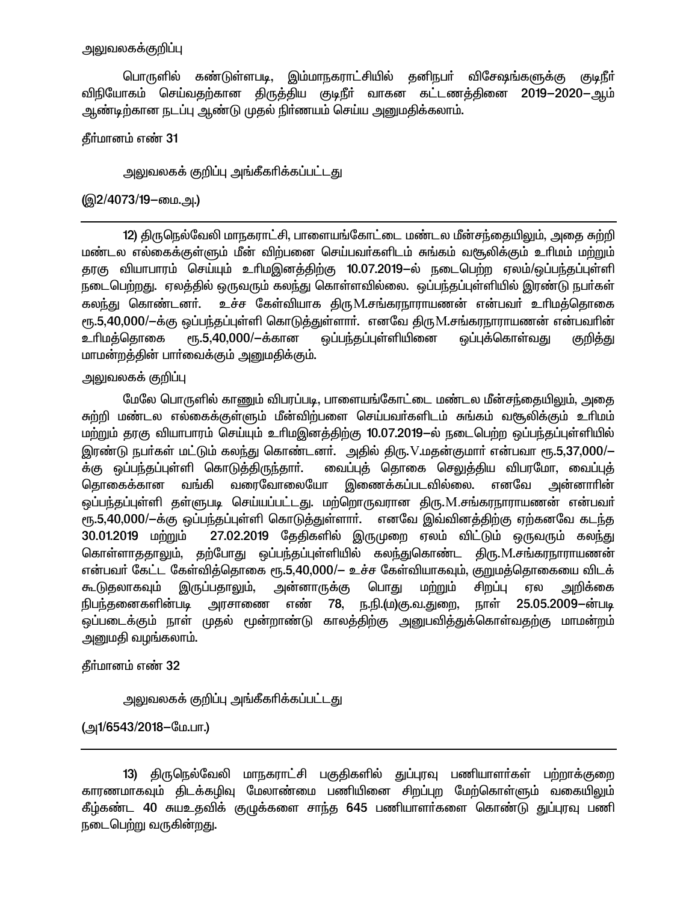அலுவலகக்குறிப்பு

பொருளில் கண்டுள்ளபடி, இம்மாநகராட்சியில் தனிநபர் விசேஷங்களுக்கு குடிநீர் விநியோகம் செய்வதற்கான திருத்திய குடிநீர் வாகன கட்டணத்தினை 2019–2020–ஆம் ஆண்டிற்கான நடப்பு ஆண்டு முதல் நிர்ணயம் செய்ய அனுமதிக்கலாம்.

தீர்மானம் எண் 31

அலுவலகக் குறிப்பு அங்கீகரிக்கப்பட்டது

(இ2/4073/19–மை.அ.)

---

12) திருநெல்வேலி மாநகராட்சி, பாளையங்கோட்டை மண்டல மீன்சந்தையிலும், அதை சுற்றி மண்டல எல்கைக்குள்ளும் மீன் விற்பனை செய்பவர்களிடம் சுங்கம் வசூலிக்கும் உரிமம் மற்றும் தரகு வியாபாரம் செய்யும் உரிமஇனத்திற்கு 10.07.2019–ல் நடைபெற்ற ஏலம்/ஒப்பந்தப்புள்ளி நடைபெற்றது. ஏலத்தில் ஒருவரும் கலந்து கொள்ளவில்லை. ஒப்பந்தப்புள்ளியில் இரண்டு நபர்கள் கலந்து கொண்டனர். உச்ச கேள்வியாக திருM.சங்கரநாராயணன் என்பவர் உரிமத்தொகை ரூ.5,40,000/–க்கு ஒப்பந்தப்புள்ளி கொடுத்துள்ளார். எனவே திருM.சங்கரநாராயணன் என்பவரின் உரிமத்தொகை ரூ.5,40,000/–க்கான ஒப்பந்தப்புள்ளியினை ஒப்புக்கொள்வது குறித்து மாமன்றத்தின் பார்வைக்கும் அனுமதிக்கும்.

அலுவலகக் குறிப்பு

மேலே பொருளில் காணும் விபரப்படி, பாளையங்கோட்டை மண்டல மீன்சந்தையிலும், அதை சுற்றி மண்டல எல்கைக்குள்ளும் மீன்விற்பளை செய்பவர்களிடம் சுங்கம் வசூலிக்கும் உரிமம் மற்றும் தரகு வியாபாரம் செய்யும் உரிமஇனத்திற்கு 10.07.2019–ல் நடைபெற்ற ஒப்பந்தப்புள்ளியில் இரண்டு நபர்கள் மட்டும் கலந்து கொண்டனர். அதில் திரு.V.மதன்குமார் என்பவா ரூ.5,37,000/–க்கு ஒப்பந்தப்புள்ளி கொடுத்திருந்தார். வைப்புத் தொகை செலுத்திய விபரமோ, வைப்புத் தொகைக்கான வங்கி வரைவோலையோ இணைக்கப்படவில்லை. எனவே அன்னாரின் ஒப்பந்தப்புள்ளி தள்ளுபடி செய்யப்பட்டது. மற்றொருவரான திரு.M.சங்கரநாராயணன் என்பவர் ரூ.5,40,000/–க்கு ஒப்பந்தப்புள்ளி கொடுத்துள்ளார். எனவே இவ்வினத்திற்கு ஏற்கனவே கடந்த 30.01.2019 மற்றும் 27.02.2019 தேதிகளில் இருமுறை ஏலம் விட்டும் ஒருவரும் கலந்து கொள்ளாததாலும், தற்போது ஒப்பந்தப்புள்ளியில் கலந்துகொண்ட திரு.M.சங்கரநாராயணன் என்பவர் கேட்ட கேள்வித்தொகை ரூ.5,40,000/– உச்ச கேள்வியாகவும், குறுமத்தொகையை விடக் கூடுதலாகவும் இருப்பதாலும், அன்னாருக்கு பொது மற்றும் சிறப்பு ஏல அறிக்கை நிபந்தனைகளின்படி அரசாணை எண் 78, ந.நி.(ம)கு.வ.துறை, நாள் 25.05.2009–ன்படி ஒப்படைக்கும் நாள் முதல் மூன்றாண்டு காலத்திற்கு அனுபவித்துக்கொள்வதற்கு மாமன்றம் அனுமதி வழங்கலாம்.

தீர்மானம் எண் 32

அலுவலகக் குறிப்பு அங்கீகரிக்கப்பட்டது

(அ1/6543/2018–மே.பா.)

---

13) திருநெல்வேலி மாநகராட்சி பகுதிகளில் துப்புரவு பணியாளர்கள் பற்றாக்குறை காரணமாகவும் திடக்கழிவு மேலாண்மை பணியினை சிறப்புற மேற்கொள்ளும் வகையிலும் கீழ்கண்ட 40 சுயஉதவிக் குழுக்களை சாந்த 645 பணியாளர்களை கொண்டு துப்புரவு பணி நடைபெற்று வருகின்றது.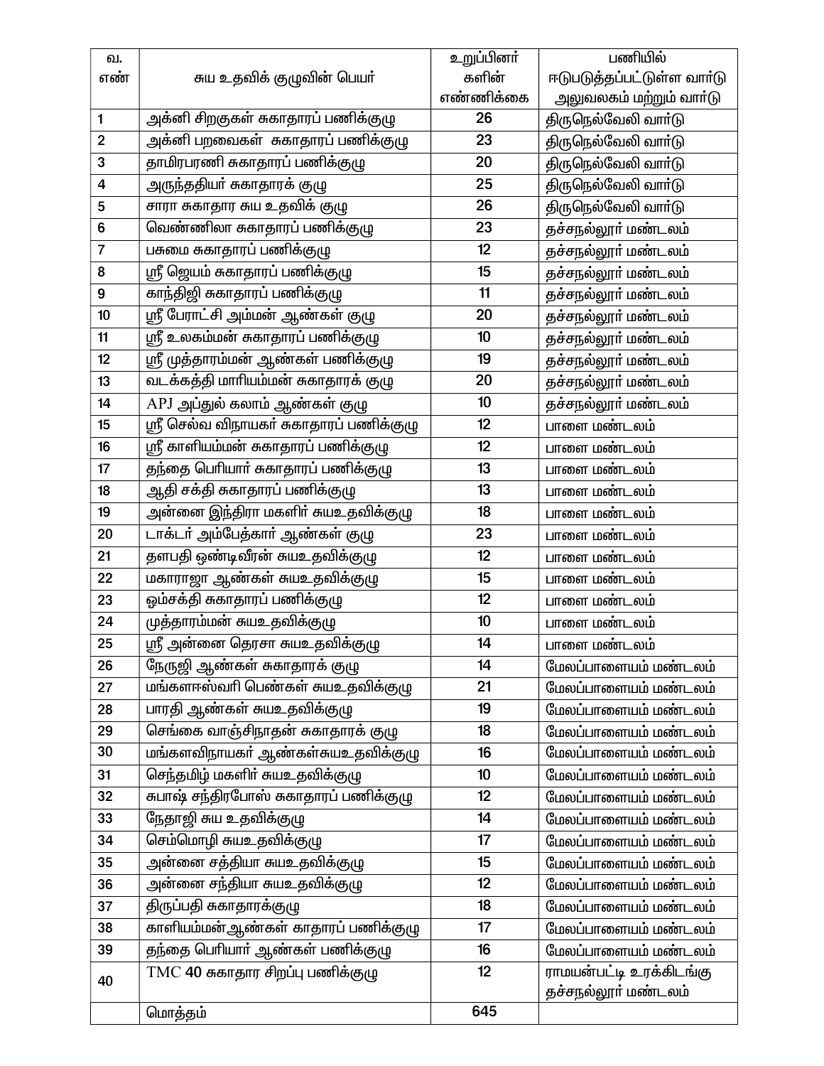| வ. எண் | சுய உதவிக் குழுவின் பெயர் | உறுப்பினர் களின் எண்ணிக்கை | பணியில் ஈடுபடுத்தப்பட்டுள்ள வார்டு அலுவலகம் மற்றும் வார்டு |
|---|---|---|---|
| 1 | அக்னி சிறகுகள் சுகாதாரப் பணிக்குழு | 26 | திருநெல்வேலி வார்டு |
| 2 | அக்னி பறவைகள் சுகாதாரப் பணிக்குழு | 23 | திருநெல்வேலி வார்டு |
| 3 | தாமிரபரணி சுகாதாரப் பணிக்குழு | 20 | திருநெல்வேலி வார்டு |
| 4 | அருந்ததியர் சுகாதாரக் குழு | 25 | திருநெல்வேலி வார்டு |
| 5 | சாரா சுகாதார சுய உதவிக் குழு | 26 | திருநெல்வேலி வார்டு |
| 6 | வெண்ணிலா சுகாதாரப் பணிக்குழு | 23 | தச்சநல்லூர் மண்டலம் |
| 7 | பசுமை சுகாதாரப் பணிக்குழு | 12 | தச்சநல்லூர் மண்டலம் |
| 8 | ஸ்ரீ ஜெயம் சுகாதாரப் பணிக்குழு | 15 | தச்சநல்லூர் மண்டலம் |
| 9 | காந்திஜி சுகாதாரப் பணிக்குழு | 11 | தச்சநல்லூர் மண்டலம் |
| 10 | ஸ்ரீ பேராட்சி அம்மன் ஆண்கள் குழு | 20 | தச்சநல்லூர் மண்டலம் |
| 11 | ஸ்ரீ உலகம்மன் சுகாதாரப் பணிக்குழு | 10 | தச்சநல்லூர் மண்டலம் |
| 12 | ஸ்ரீ முத்தாரம்மன் ஆண்கள் பணிக்குழு | 19 | தச்சநல்லூர் மண்டலம் |
| 13 | வடக்கத்தி மாரியம்மன் சுகாதாரக் குழு | 20 | தச்சநல்லூர் மண்டலம் |
| 14 | APJ அப்துல் கலாம் ஆண்கள் குழு | 10 | தச்சநல்லூர் மண்டலம் |
| 15 | ஸ்ரீ செல்வ விநாயகர் சுகாதாரப் பணிக்குழு | 12 | பாளை மண்டலம் |
| 16 | ஸ்ரீ காளியம்மன் சுகாதாரப் பணிக்குழு | 12 | பாளை மண்டலம் |
| 17 | தந்தை பெரியார் சுகாதாரப் பணிக்குழு | 13 | பாளை மண்டலம் |
| 18 | ஆதி சக்தி சுகாதாரப் பணிக்குழு | 13 | பாளை மண்டலம் |
| 19 | அன்னை இந்திரா மகளிர் சுயஉதவிக்குழு | 18 | பாளை மண்டலம் |
| 20 | டாக்டர் அம்பேத்கார் ஆண்கள் குழு | 23 | பாளை மண்டலம் |
| 21 | தளபதி ஒண்டிவீரன் சுயஉதவிக்குழு | 12 | பாளை மண்டலம் |
| 22 | மகாராஜா ஆண்கள் சுயஉதவிக்குழு | 15 | பாளை மண்டலம் |
| 23 | ஓம்சக்தி சுகாதாரப் பணிக்குழு | 12 | பாளை மண்டலம் |
| 24 | முத்தாரம்மன் சுயஉதவிக்குழு | 10 | பாளை மண்டலம் |
| 25 | ஸ்ரீ அன்னை தெரசா சுயஉதவிக்குழு | 14 | பாளை மண்டலம் |
| 26 | நேருஜி ஆண்கள் சுகாதாரக் குழு | 14 | மேலப்பாளையம் மண்டலம் |
| 27 | மங்களஈஸ்வரி பெண்கள் சுயஉதவிக்குழு | 21 | மேலப்பாளையம் மண்டலம் |
| 28 | பாரதி ஆண்கள் சுயஉதவிக்குழு | 19 | மேலப்பாளையம் மண்டலம் |
| 29 | செங்கை வாஞ்சிநாதன் சுகாதாரக் குழு | 18 | மேலப்பாளையம் மண்டலம் |
| 30 | மங்களவிநாயகர் ஆண்கள்சுயஉதவிக்குழு | 16 | மேலப்பாளையம் மண்டலம் |
| 31 | செந்தமிழ் மகளிர் சுயஉதவிக்குழு | 10 | மேலப்பாளையம் மண்டலம் |
| 32 | சுபாஷ் சந்திரபோஸ் சுகாதாரப் பணிக்குழு | 12 | மேலப்பாளையம் மண்டலம் |
| 33 | நேதாஜி சுய உதவிக்குழு | 14 | மேலப்பாளையம் மண்டலம் |
| 34 | செம்மொழி சுயஉதவிக்குழு | 17 | மேலப்பாளையம் மண்டலம் |
| 35 | அன்னை சத்தியா சுயஉதவிக்குழு | 15 | மேலப்பாளையம் மண்டலம் |
| 36 | அன்னை சந்தியா சுயஉதவிக்குழு | 12 | மேலப்பாளையம் மண்டலம் |
| 37 | திருப்பதி சுகாதாரக்குழு | 18 | மேலப்பாளையம் மண்டலம் |
| 38 | காளியம்மன்ஆண்கள் காதாரப் பணிக்குழு | 17 | மேலப்பாளையம் மண்டலம் |
| 39 | தந்தை பெரியார் ஆண்கள் பணிக்குழு | 16 | மேலப்பாளையம் மண்டலம் |
| 40 | TMC 40 சுகாதார சிறப்பு பணிக்குழு | 12 | ராமயன்பட்டி உரக்கிடங்கு தச்சநல்லூர் மண்டலம் |
| | மொத்தம் | 645 | |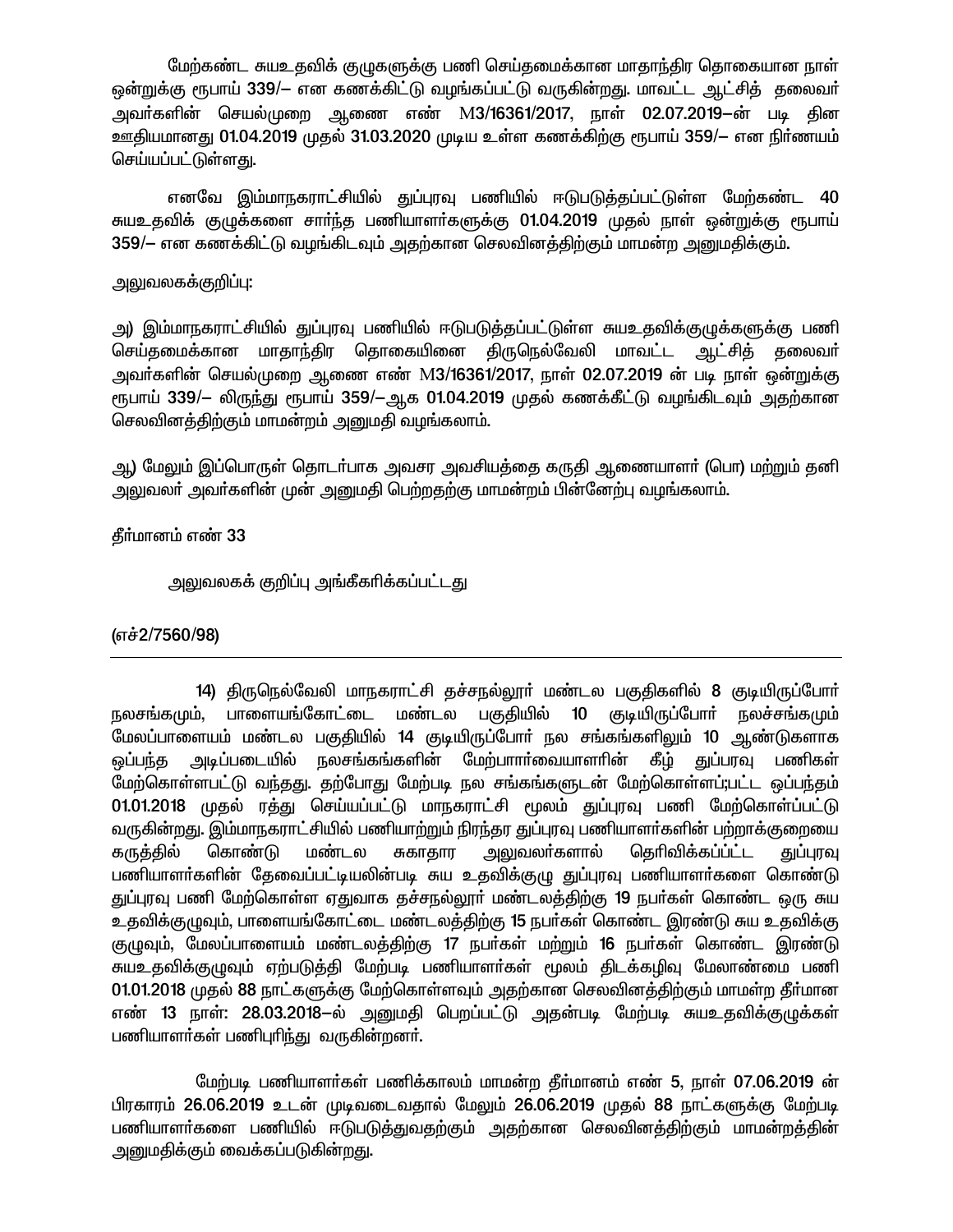மேற்கண்ட சுயஉதவிக் குழுகளுக்கு பணி செய்தமைக்கான மாதாந்திர தொகையான நாள் ஒன்றுக்கு ரூபாய் 339/– என கணக்கிட்டு வழங்கப்பட்டு வருகின்றது. மாவட்ட ஆட்சித் தலைவர் அவர்களின் செயல்முறை ஆணை எண் M3/16361/2017, நாள் 02.07.2019–ன் படி தின ஊதியமானது 01.04.2019 முதல் 31.03.2020 முடிய உள்ள கணக்கிற்கு ரூபாய் 359/– என நிர்ணயம் செய்யப்பட்டுள்ளது.

எனவே இம்மாநகராட்சியில் துப்புரவு பணியில் ஈடுபடுத்தப்பட்டுள்ள மேற்கண்ட 40 சுயஉதவிக் குழுக்களை சார்ந்த பணியாளர்களுக்கு 01.04.2019 முதல் நாள் ஒன்றுக்கு ரூபாய் 359/– என கணக்கிட்டு வழங்கிடவும் அதற்கான செலவினத்திற்கும் மாமன்ற அனுமதிக்கும்.

அலுவலகக்குறிப்பு:

அ) இம்மாநகராட்சியில் துப்புரவு பணியில் ஈடுபடுத்தப்பட்டுள்ள சுயஉதவிக்குழுக்களுக்கு பணி செய்தமைக்கான மாதாந்திர தொகையினை திருநெல்வேலி மாவட்ட ஆட்சித் தலைவர் அவர்களின் செயல்முறை ஆணை எண் M3/16361/2017, நாள் 02.07.2019 ன் படி நாள் ஒன்றுக்கு ரூபாய் 339/– லிருந்து ரூபாய் 359/–ஆக 01.04.2019 முதல் கணக்கீட்டு வழங்கிடவும் அதற்கான செலவினத்திற்கும் மாமன்றம் அனுமதி வழங்கலாம்.

ஆ) மேலும் இப்பொருள் தொடர்பாக அவசர அவசியத்தை கருதி ஆணையாளர் (பொ) மற்றும் தனி அலுவலர் அவர்களின் முன் அனுமதி பெற்றதற்கு மாமன்றம் பின்னேற்பு வழங்கலாம்.

தீர்மானம் எண் 33

அலுவலகக் குறிப்பு அங்கீகரிக்கப்பட்டது

(எச்2/7560/98)

---

14) திருநெல்வேலி மாநகராட்சி தச்சநல்லூர் மண்டல பகுதிகளில் 8 குடியிருப்போர் நலசங்கமும், பாளையங்கோட்டை மண்டல பகுதியில் 10 குடியிருப்போர் நலச்சங்கமும் மேலப்பாளையம் மண்டல பகுதியில் 14 குடியிருப்போர் நல சங்கங்களிலும் 10 ஆண்டுகளாக ஒப்பந்த அடிப்படையில் நலசங்கங்களின் மேற்பார்வையாளரின் கீழ் துப்புரவு பணிகள் மேற்கொள்ளபட்டு வந்தது. தற்போது மேற்படி நல சங்கங்களுடன் மேற்கொள்ளப்;பட்ட ஒப்பந்தம் 01.01.2018 முதல் ரத்து செய்யப்பட்டு மாநகராட்சி மூலம் துப்புரவு பணி மேற்கொள்ப்பட்டு வருகின்றது. இம்மாநகராட்சியில் பணியாற்றும் நிரந்தர துப்புரவு பணியாளர்களின் பற்றாக்குறையை கருத்தில் கொண்டு மண்டல சுகாதார அலுவலர்களால் தெரிவிக்கப்பட்ட துப்புரவு பணியாளர்களின் தேவைப்பட்டியலின்படி சுய உதவிக்குழு துப்புரவு பணியாளர்களை கொண்டு துப்புரவு பணி மேற்கொள்ள ஏதுவாக தச்சநல்லூர் மண்டலத்திற்கு 19 நபர்கள் கொண்ட ஒரு சுய உதவிக்குழுவும், பாளையங்கோட்டை மண்டலத்திற்கு 15 நபர்கள் கொண்ட இரண்டு சுய உதவிக்கு குழுவும், மேலப்பாளையம் மண்டலத்திற்கு 17 நபர்கள் மற்றும் 16 நபர்கள் கொண்ட இரண்டு சுயஉதவிக்குழுவும் ஏற்படுத்தி மேற்படி பணியாளர்கள் மூலம் திடக்கழிவு மேலாண்மை பணி 01.01.2018 முதல் 88 நாட்களுக்கு மேற்கொள்ளவும் அதற்கான செலவினத்திற்கும் மாமன்ற தீர்மான எண் 13 நாள்: 28.03.2018–ல் அனுமதி பெறப்பட்டு அதன்படி மேற்படி சுயஉதவிக்குழுக்கள் பணியாளர்கள் பணிபுரிந்து வருகின்றனர்.

மேற்படி பணியாளர்கள் பணிக்காலம் மாமன்ற தீர்மானம் எண் 5, நாள் 07.06.2019 ன் பிரகாரம் 26.06.2019 உடன் முடிவடைவதால் மேலும் 26.06.2019 முதல் 88 நாட்களுக்கு மேற்படி பணியாளர்களை பணியில் ஈடுபடுத்துவதற்கும் அதற்கான செலவினத்திற்கும் மாமன்றத்தின் அனுமதிக்கும் வைக்கப்படுகின்றது.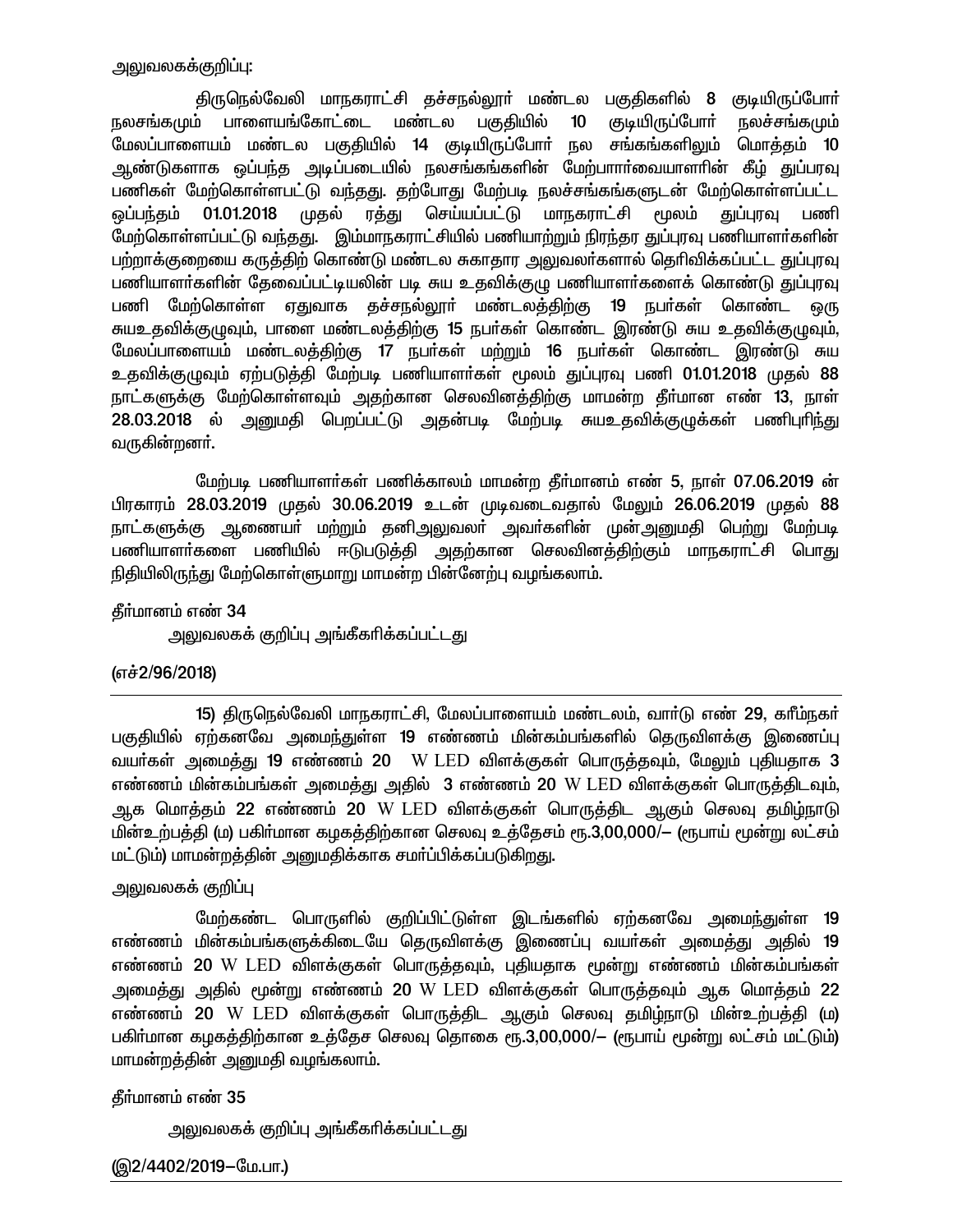அலுவலகக்குறிப்பு:

திருநெல்வேலி மாநகராட்சி தச்சநல்லூர் மண்டல பகுதிகளில் 8 குடியிருப்போர் நலசங்கமும் பாளையங்கோட்டை மண்டல பகுதியில் 10 குடியிருப்போர் நலச்சங்கமும் மேலப்பாளையம் மண்டல பகுதியில் 14 குடியிருப்போர் நல சங்கங்களிலும் மொத்தம் 10 ஆண்டுகளாக ஒப்பந்த அடிப்படையில் நலசங்கங்களின் மேற்பார்வையாளரின் கீழ் துப்பரவு பணிகள் மேற்கொள்ளபட்டு வந்தது. தற்போது மேற்படி நலச்சங்கங்களுடன் மேற்கொள்ளப்பட்ட ஒப்பந்தம் 01.01.2018 முதல் ரத்து செய்யப்பட்டு மாநகராட்சி மூலம் துப்புரவு பணி மேற்கொள்ளப்பட்டு வந்தது. இம்மாநகராட்சியில் பணியாற்றும் நிரந்தர துப்புரவு பணியாளர்களின் பற்றாக்குறையை கருத்திற் கொண்டு மண்டல சுகாதார அலுவலர்களால் தெரிவிக்கப்பட்ட துப்புரவு பணியாளர்களின் தேவைப்பட்டியலின் படி சுய உதவிக்குழு பணியாளர்களைக் கொண்டு துப்புரவு பணி மேற்கொள்ள ஏதுவாக தச்சநல்லூர் மண்டலத்திற்கு 19 நபர்கள் கொண்ட ஒரு சுயஉதவிக்குழுவும், பாளை மண்டலத்திற்கு 15 நபர்கள் கொண்ட இரண்டு சுய உதவிக்குழுவும், மேலப்பாளையம் மண்டலத்திற்கு 17 நபர்கள் மற்றும் 16 நபர்கள் கொண்ட இரண்டு சுய உதவிக்குழுவும் ஏற்படுத்தி மேற்படி பணியாளர்கள் மூலம் துப்புரவு பணி 01.01.2018 முதல் 88 நாட்களுக்கு மேற்கொள்ளவும் அதற்கான செலவினத்திற்கு மாமன்ற தீர்மான எண் 13, நாள் 28.03.2018 ல் அனுமதி பெறப்பட்டு அதன்படி மேற்படி சுயஉதவிக்குழுக்கள் பணிபுரிந்து வருகின்றனர்.

மேற்படி பணியாளர்கள் பணிக்காலம் மாமன்ற தீர்மானம் எண் 5, நாள் 07.06.2019 ன் பிரகாரம் 28.03.2019 முதல் 30.06.2019 உடன் முடிவடைவதால் மேலும் 26.06.2019 முதல் 88 நாட்களுக்கு ஆணையர் மற்றும் தனிஅலுவலர் அவர்களின் முன்அனுமதி பெற்று மேற்படி பணியாளர்களை பணியில் ஈடுபடுத்தி அதற்கான செலவினத்திற்கும் மாநகராட்சி பொது நிதியிலிருந்து மேற்கொள்ளுமாறு மாமன்ற பின்னேற்பு வழங்கலாம்.

தீர்மானம் எண் 34

அலுவலகக் குறிப்பு அங்கீகரிக்கப்பட்டது

(எச்2/96/2018)

---

15) திருநெல்வேலி மாநகராட்சி, மேலப்பாளையம் மண்டலம், வார்டு எண் 29, கரீம்நகர் பகுதியில் ஏற்கனவே அமைந்துள்ள 19 எண்ணம் மின்கம்பங்களில் தெருவிளக்கு இணைப்பு வயர்கள் அமைத்து 19 எண்ணம் 20 W LED விளக்குகள் பொருத்தவும், மேலும் புதியதாக 3 எண்ணம் மின்கம்பங்கள் அமைத்து அதில் 3 எண்ணம் 20 W LED விளக்குகள் பொருத்திடவும், ஆக மொத்தம் 22 எண்ணம் 20 W LED விளக்குகள் பொருத்திட ஆகும் செலவு தமிழ்நாடு மின்உற்பத்தி (ம) பகிர்மான கழகத்திற்கான செலவு உத்தேசம் ரூ.3,00,000/– (ரூபாய் மூன்று லட்சம் மட்டும்) மாமன்றத்தின் அனுமதிக்காக சமர்ப்பிக்கப்படுகிறது.

அலுவலகக் குறிப்பு

மேற்கண்ட பொருளில் குறிப்பிட்டுள்ள இடங்களில் ஏற்கனவே அமைந்துள்ள 19 எண்ணம் மின்கம்பங்களுக்கிடையே தெருவிளக்கு இணைப்பு வயர்கள் அமைத்து அதில் 19 எண்ணம் 20 W LED விளக்குகள் பொருத்தவும், புதியதாக மூன்று எண்ணம் மின்கம்பங்கள் அமைத்து அதில் மூன்று எண்ணம் 20 W LED விளக்குகள் பொருத்தவும் ஆக மொத்தம் 22 எண்ணம் 20 W LED விளக்குகள் பொருத்திட ஆகும் செலவு தமிழ்நாடு மின்உற்பத்தி (ம) பகிர்மான கழகத்திற்கான உத்தேச செலவு தொகை ரூ.3,00,000/– (ரூபாய் மூன்று லட்சம் மட்டும்) மாமன்றத்தின் அனுமதி வழங்கலாம்.

தீர்மானம் எண் 35

அலுவலகக் குறிப்பு அங்கீகரிக்கப்பட்டது

(இ2/4402/2019–மே.பா.)

---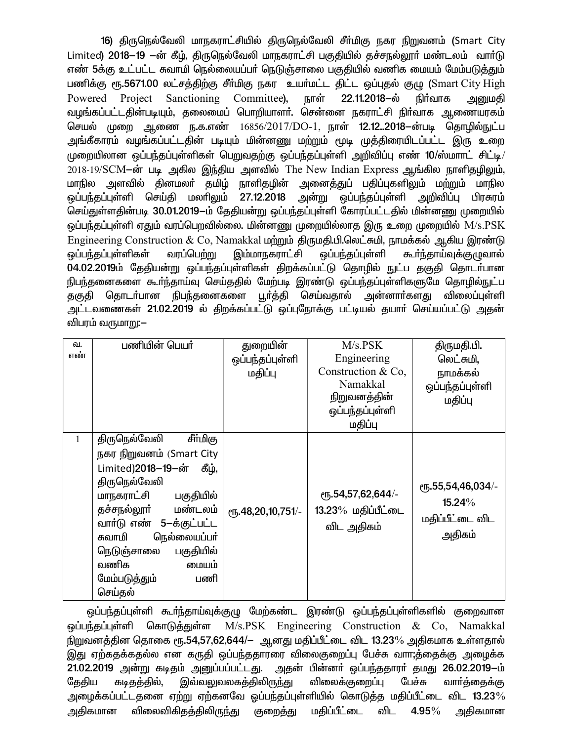**16)** திருநெல்வேலி மாநகராட்சியில் திருநெல்வேலி சீர்மிகு நகர நிறுவனம் (Smart City Limited) **2018–19 –**ன் கீழ், திருநெல்வேலி மாநகராட்சி பகுதியில் தச்சநல்லூர் மண்டலம் வார்டு எண் **5**க்கு உட்பட்ட சுவாமி நெல்லையப்பர் நெடுஞ்சாலை பகுதியில் வணிக மையம் மேம்படுத்தும் பணிக்கு ரூ.**5671.00** லட்சத்திற்கு சீர்மிகு நகர உயர்மட்ட திட்ட ஒப்புதல் குழு (Smart City High Powered Project Sanctioning Committee), நாள் **22.11.2018–**ல் நிர்வாக அனுமதி வழங்கப்பட்டதின்படியும், தலைமைப் பொறியாளர். சென்னை நகராட்சி நிர்வாக ஆணையரகம் செயல் முறை ஆணை ந.க.எண் 16856/2017/DO-1, நாள் **12.12..2018–**ன்படி தொழில்நுட்ப அங்கீகாரம் வழங்கப்பட்டதின் படியும் மின்னணு மற்றும் மூடி முத்திரையிடப்பட்ட இரு உறை முறையிலான ஒப்பந்தப்புள்ளிகள் பெறுவதற்கு ஒப்பந்தப்புள்ளி அறிவிப்பு எண் **10**/ஸ்மாா்ட் சிட்டி/ 2018-19/SCM–ன் படி அகில இந்திய அளவில் The New Indian Express ஆங்கில நாளிதழிலும், மாநில அளவில் தினமலர் தமிழ் நாளிதழின் அனைத்துப் பதிப்புகளிலும் மற்றும் மாநில ஒப்பந்தப்புள்ளி செய்தி மலரிலும் **27.12.2018** அன்று ஒப்பந்தப்புள்ளி அறிவிப்பு பிரசுரம் செய்துள்ளதின்படி **30.01.2019–**ம் தேதியன்று ஒப்பந்தப்புள்ளி கோரப்பட்டதில் மின்னணு முறையில் ஒப்பந்தப்புள்ளி ஏதும் வரப்பெறவில்லை. மின்னணு முறையில்லாத இரு உறை முறையில் M/s.PSK Engineering Construction & Co, Namakkal மற்றும் திருமதி.பி.லெட்சுமி, நாமக்கல் ஆகிய இரண்டு ஒப்பந்தப்புள்ளிகள் வரப்பெற்று இம்மாநகராட்சி ஒப்பந்தப்புள்ளி கூர்ந்தாய்வுக்குழுவால் **04.02.2019**ம் தேதியன்று ஒப்பந்தப்புள்ளிகள் திறக்கப்பட்டு தொழில் நுட்ப தகுதி தொடர்பான நிபந்தனைகளை கூர்ந்தாய்வு செய்ததில் மேற்படி இரண்டு ஒப்பந்தப்புள்ளிகளுமே தொழில்நுட்ப தகுதி தொடர்பான நிபந்தனைகளை பூர்த்தி செய்வதால் அன்னார்களது விலைப்புள்ளி அட்டவணைகள் **21.02.2019** ல் திறக்கப்பட்டு ஒப்புநோக்கு பட்டியல் தயார் செய்யப்பட்டு அதன் விபரம் வருமாறு:–

| வ. எண் | பணியின் பெயர் | துறையின் ஒப்பந்தப்புள்ளி மதிப்பு | M/s.PSK Engineering Construction & Co, Namakkal நிறுவனத்தின் ஒப்பந்தப்புள்ளி மதிப்பு | திருமதி.பி. லெட்சுமி, நாமக்கல் ஒப்பந்தப்புள்ளி மதிப்பு |
|---|---|---|---|---|
| 1 | திருநெல்வேலி சீர்மிகு நகர நிறுவனம் (Smart City Limited)2018–19–ன் கீழ், திருநெல்வேலி மாநகராட்சி பகுதியில் தச்சநல்லூர் மண்டலம் வார்டு எண் 5–க்குட்பட்ட சுவாமி நெல்லையப்பர் நெடுஞ்சாலை பகுதியில் வணிக மையம் மேம்படுத்தும் பணி செய்தல் | ரூ.48,20,10,751/- | ரூ.54,57,62,644/- 13.23% மதிப்பீட்டை விட அதிகம் | ரூ.55,54,46,034/- 15.24% மதிப்பீட்டை விட அதிகம் |

ஒப்பந்தப்புள்ளி கூர்ந்தாய்வுக்குழு மேற்கண்ட இரண்டு ஒப்பந்தப்புள்ளிகளில் குறைவான ஒப்பந்தப்புள்ளி கொடுத்துள்ள M/s.PSK Engineering Construction & Co, Namakkal நிறுவனத்தின தொகை ரூ.**54,57,62,644/–** ஆனது மதிப்பீட்டை விட **13.23**% அதிகமாக உள்ளதால் இது ஏற்கதக்கதல்ல என கருதி ஒப்பந்ததாரரை விலைகுறைப்பு பேச்சு வாா;த்தைக்கு அழைக்க **21.02.2019** அன்று கடிதம் அனுப்பப்பட்டது. அதன் பின்னர் ஒப்பந்ததாரர் தமது **26.02.2019–**ம் தேதிய கடிதத்தில், இவ்வலுவலகத்திலிருந்து விலைக்குறைப்பு பேச்சு வார்த்தைக்கு அழைக்கப்பட்டதனை ஏற்று ஏற்கனவே ஒப்பந்தப்புள்ளியில் கொடுத்த மதிப்பீட்டை விட **13.23**% அதிகமான விலைவிகிதத்திலிருந்து குறைத்து மதிப்பீட்டை விட **4.95**% அதிகமான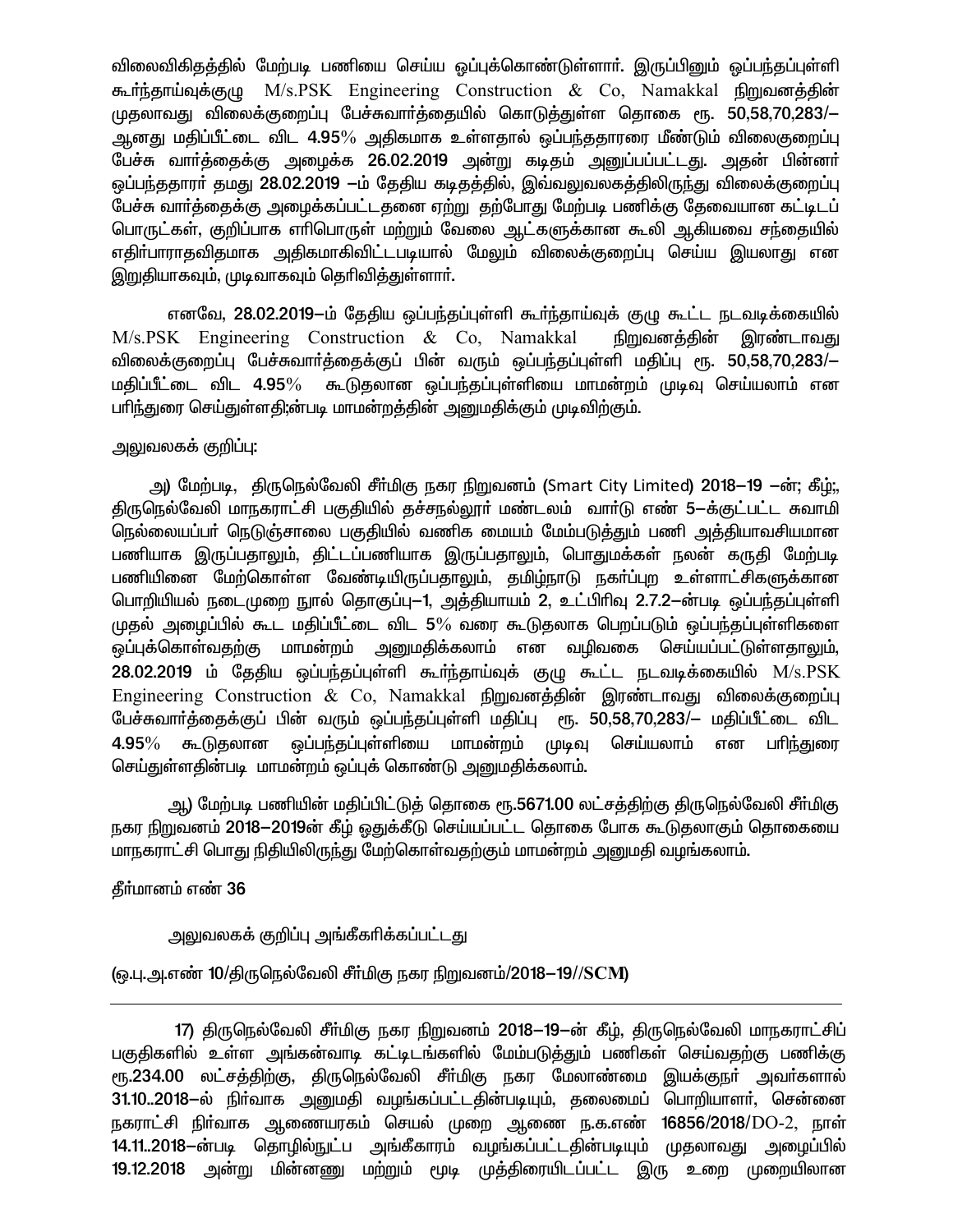விலைவிகிதத்தில் மேற்படி பணியை செய்ய ஒப்புக்கொண்டுள்ளார். இருப்பினும் ஒப்பந்தப்புள்ளி கூர்ந்தாய்வுக்குழு M/s.PSK Engineering Construction & Co, Namakkal நிறுவனத்தின் முதலாவது விலைக்குறைப்பு பேச்சுவார்த்தையில் கொடுத்துள்ள தொகை ரூ. 50,58,70,283/– ஆனது மதிப்பீட்டை விட 4.95% அதிகமாக உள்ளதால் ஒப்பந்ததாரரை மீண்டும் விலைகுறைப்பு பேச்சு வார்த்தைக்கு அழைக்க 26.02.2019 அன்று கடிதம் அனுப்பப்பட்டது. அதன் பின்னர் ஒப்பந்ததாரர் தமது 28.02.2019 –ம் தேதிய கடிதத்தில், இவ்வலுவலகத்திலிருந்து விலைக்குறைப்பு பேச்சு வார்த்தைக்கு அழைக்கப்பட்டதனை ஏற்று தற்போது மேற்படி பணிக்கு தேவையான கட்டிடப் பொருட்கள், குறிப்பாக எரிபொருள் மற்றும் வேலை ஆட்களுக்கான கூலி ஆகியவை சந்தையில் எதிர்பாராதவிதமாக அதிகமாகிவிட்டபடியால் மேலும் விலைக்குறைப்பு செய்ய இயலாது என இறுதியாகவும், முடிவாகவும் தெரிவித்துள்ளார்.

எனவே, 28.02.2019–ம் தேதிய ஒப்பந்தப்புள்ளி கூர்ந்தாய்வுக் குழு கூட்ட நடவடிக்கையில் M/s.PSK Engineering Construction & Co, Namakkal நிறுவனத்தின் இரண்டாவது விலைக்குறைப்பு பேச்சுவார்த்தைக்குப் பின் வரும் ஒப்பந்தப்புள்ளி மதிப்பு ரூ. 50,58,70,283/– மதிப்பீட்டை விட 4.95% கூடுதலான ஒப்பந்தப்புள்ளியை மாமன்றம் முடிவு செய்யலாம் என பரிந்துரை செய்துள்ளதி;ன்படி மாமன்றத்தின் அனுமதிக்கும் முடிவிற்கும்.

அலுவலகக் குறிப்பு:

அ) மேற்படி, திருநெல்வேலி சீர்மிகு நகர நிறுவனம் (Smart City Limited) 2018–19 –ன்; கீழ்;, திருநெல்வேலி மாநகராட்சி பகுதியில் தச்சநல்லூர் மண்டலம் வார்டு எண் 5–க்குட்பட்ட சுவாமி நெல்லையப்பர் நெடுஞ்சாலை பகுதியில் வணிக மையம் மேம்படுத்தும் பணி அத்தியாவசியமான பணியாக இருப்பதாலும், திட்டப்பணியாக இருப்பதாலும், பொதுமக்கள் நலன் கருதி மேற்படி பணியினை மேற்கொள்ள வேண்டியிருப்பதாலும், தமிழ்நாடு நகர்ப்புற உள்ளாட்சிகளுக்கான பொறியியல் நடைமுறை நூல் தொகுப்பு–1, அத்தியாயம் 2, உட்பிரிவு 2.7.2–ன்படி ஒப்பந்தப்புள்ளி முதல் அழைப்பில் கூட மதிப்பீட்டை விட 5% வரை கூடுதலாக பெறப்படும் ஒப்பந்தப்புள்ளிகளை ஒப்புக்கொள்வதற்கு மாமன்றம் அனுமதிக்கலாம் என வழிவகை செய்யப்பட்டுள்ளதாலும், 28.02.2019 ம் தேதிய ஒப்பந்தப்புள்ளி கூர்ந்தாய்வுக் குழு கூட்ட நடவடிக்கையில் M/s.PSK Engineering Construction & Co, Namakkal நிறுவனத்தின் இரண்டாவது விலைக்குறைப்பு பேச்சுவார்த்தைக்குப் பின் வரும் ஒப்பந்தப்புள்ளி மதிப்பு ரூ. 50,58,70,283/– மதிப்பீட்டை விட 4.95% கூடுதலான ஒப்பந்தப்புள்ளியை மாமன்றம் முடிவு செய்யலாம் என பரிந்துரை செய்துள்ளதின்படி மாமன்றம் ஒப்புக் கொண்டு அனுமதிக்கலாம்.

ஆ) மேற்படி பணியின் மதிப்பிட்டுத் தொகை ரூ.5671.00 லட்சத்திற்கு திருநெல்வேலி சீர்மிகு நகர நிறுவனம் 2018–2019ன் கீழ் ஒதுக்கீடு செய்யப்பட்ட தொகை போக கூடுதலாகும் தொகையை மாநகராட்சி பொது நிதியிலிருந்து மேற்கொள்வதற்கும் மாமன்றம் அனுமதி வழங்கலாம்.

தீர்மானம் எண் 36

அலுவலகக் குறிப்பு அங்கீகரிக்கப்பட்டது

(ஒ.பு.அ.எண் 10/திருநெல்வேலி சீர்மிகு நகர நிறுவனம்/2018–19//SCM)

---

17) திருநெல்வேலி சீர்மிகு நகர நிறுவனம் 2018–19–ன் கீழ், திருநெல்வேலி மாநகராட்சிப் பகுதிகளில் உள்ள அங்கன்வாடி கட்டிடங்களில் மேம்படுத்தும் பணிகள் செய்வதற்கு பணிக்கு ரூ.234.00 லட்சத்திற்கு, திருநெல்வேலி சீர்மிகு நகர மேலாண்மை இயக்குநர் அவர்களால் 31.10..2018–ல் நிர்வாக அனுமதி வழங்கப்பட்டதின்படியும், தலைமைப் பொறியாளர், சென்னை நகராட்சி நிர்வாக ஆணையரகம் செயல் முறை ஆணை ந.க.எண் 16856/2018/DO-2, நாள் 14.11..2018–ன்படி தொழில்நுட்ப அங்கீகாரம் வழங்கப்பட்டதின்படியும் முதலாவது அழைப்பில் 19.12.2018 அன்று மின்னணு மற்றும் மூடி முத்திரையிடப்பட்ட இரு உறை முறையிலான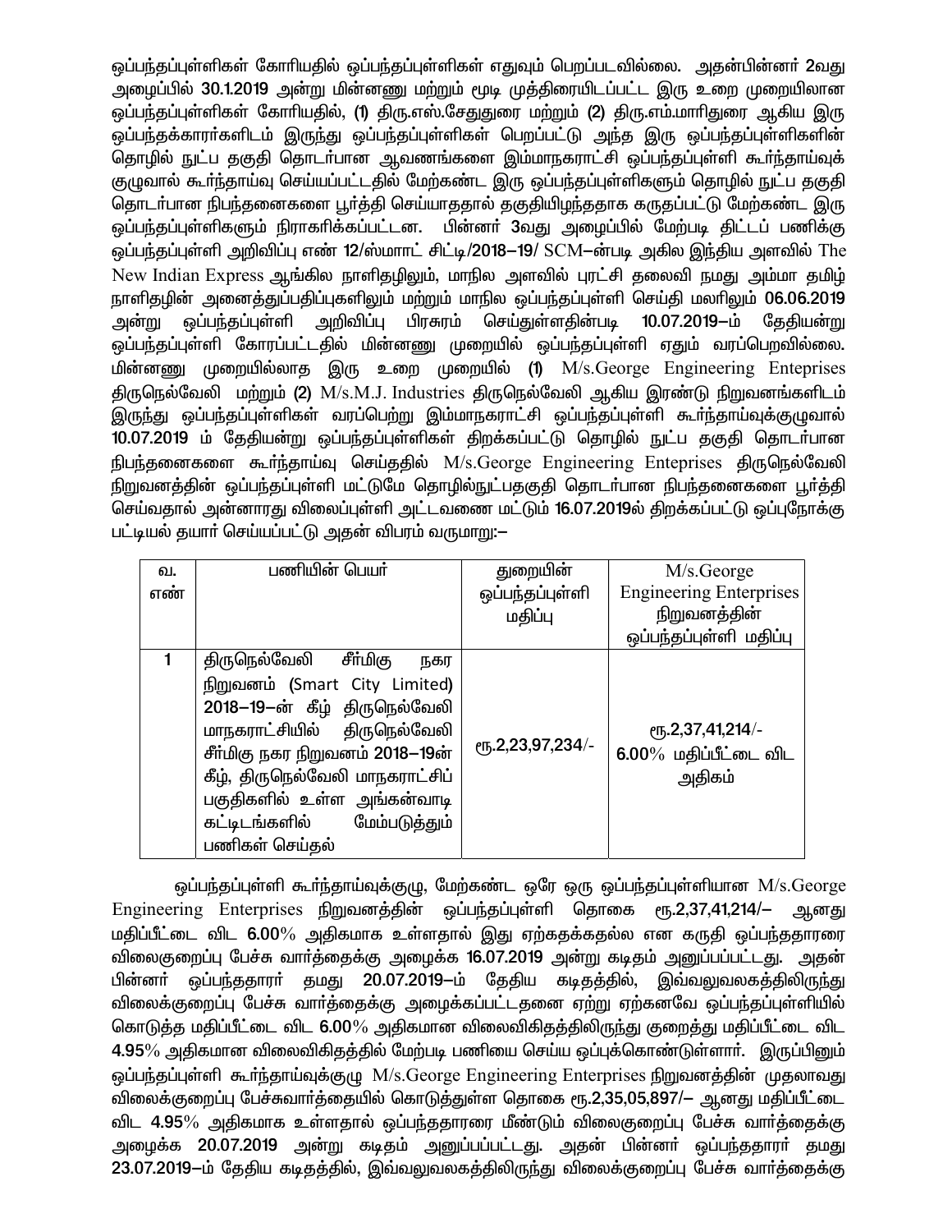ஒப்பந்தப்புள்ளிகள் கோரியதில் ஒப்பந்தப்புள்ளிகள் எதுவும் பெறப்படவில்லை. அதன்பின்னர் 2வது அழைப்பில் **30.1.2019** அன்று மின்னணு மற்றும் மூடி முத்திரையிடப்பட்ட இரு உறை முறையிலான ஒப்பந்தப்புள்ளிகள் கோரியதில், **(1)** திரு.எஸ்.சேதுதுரை மற்றும் **(2)** திரு.எம்.மாரிதுரை ஆகிய இரு ஒப்பந்தக்காரர்களிடம் இருந்து ஒப்பந்தப்புள்ளிகள் பெறப்பட்டு அந்த இரு ஒப்பந்தப்புள்ளிகளின் தொழில் நுட்ப தகுதி தொடர்பான ஆவணங்களை இம்மாநகராட்சி ஒப்பந்தப்புள்ளி கூர்ந்தாய்வுக் குழுவால் கூர்ந்தாய்வு செய்யப்பட்டதில் மேற்கண்ட இரு ஒப்பந்தப்புள்ளிகளும் தொழில் நுட்ப தகுதி தொடர்பான நிபந்தனைகளை பூர்த்தி செய்யாததால் தகுதியிழந்ததாக கருதப்பட்டு மேற்கண்ட இரு ஒப்பந்தப்புள்ளிகளும் நிராகரிக்கப்பட்டன. பின்னர் 3வது அழைப்பில் மேற்படி திட்டப் பணிக்கு ஒப்பந்தப்புள்ளி அறிவிப்பு எண் 12/ஸ்மார்ட் சிட்டி/2018–19/ SCM–ன்படி அகில இந்திய அளவில் The New Indian Express ஆங்கில நாளிதழிலும், மாநில அளவில் புரட்சி தலைவி நமது அம்மா தமிழ் நாளிதழின் அனைத்துப்பதிப்புகளிலும் மற்றும் மாநில ஒப்பந்தப்புள்ளி செய்தி மலரிலும் **06.06.2019** அன்று ஒப்பந்தப்புள்ளி அறிவிப்பு பிரசுரம் செய்துள்ளதின்படி **10.07.2019–ம்** தேதியன்று ஒப்பந்தப்புள்ளி கோரப்பட்டதில் மின்னணு முறையில் ஒப்பந்தப்புள்ளி ஏதும் வரப்பெறவில்லை. மின்னணு முறையில்லாத இரு உறை முறையில் **(1)** M/s.George Engineering Enteprises திருநெல்வேலி மற்றும் **(2)** M/s.M.J. Industries திருநெல்வேலி ஆகிய இரண்டு நிறுவனங்களிடம் இருந்து ஒப்பந்தப்புள்ளிகள் வரப்பெற்று இம்மாநகராட்சி ஒப்பந்தப்புள்ளி கூர்ந்தாய்வுக்குழுவால் **10.07.2019** ம் தேதியன்று ஒப்பந்தப்புள்ளிகள் திறக்கப்பட்டு தொழில் நுட்ப தகுதி தொடர்பான நிபந்தனைகளை கூர்ந்தாய்வு செய்ததில் M/s.George Engineering Enteprises திருநெல்வேலி நிறுவனத்தின் ஒப்பந்தப்புள்ளி மட்டுமே தொழில்நுட்பதகுதி தொடர்பான நிபந்தனைகளை பூர்த்தி செய்வதால் அன்னாரது விலைப்புள்ளி அட்டவணை மட்டும் **16.07.2019**ல் திறக்கப்பட்டு ஒப்புநோக்கு பட்டியல் தயார் செய்யப்பட்டு அதன் விபரம் வருமாறு:–

| வ. எண் | பணியின் பெயர் | துறையின் ஒப்பந்தப்புள்ளி மதிப்பு | M/s.George Engineering Enterprises நிறுவனத்தின் ஒப்பந்தப்புள்ளி மதிப்பு |
|---|---|---|---|
| 1 | திருநெல்வேலி சீர்மிகு நகர நிறுவனம் (Smart City Limited) 2018–19–ன் கீழ் திருநெல்வேலி மாநகராட்சியில் திருநெல்வேலி சீர்மிகு நகர நிறுவனம் 2018–19ன் கீழ், திருநெல்வேலி மாநகராட்சிப் பகுதிகளில் உள்ள அங்கன்வாடி கட்டிடங்களில் மேம்படுத்தும் பணிகள் செய்தல் | ரூ.2,23,97,234/- | ரூ.2,37,41,214/- 6.00% மதிப்பீட்டை விட அதிகம் |

ஒப்பந்தப்புள்ளி கூர்ந்தாய்வுக்குழு, மேற்கண்ட ஒரே ஒரு ஒப்பந்தப்புள்ளியான M/s.George Engineering Enterprises நிறுவனத்தின் ஒப்பந்தப்புள்ளி தொகை ரூ.**2,37,41,214/–** ஆனது மதிப்பீட்டை விட **6.00%** அதிகமாக உள்ளதால் இது ஏற்கதக்கதல்ல என கருதி ஒப்பந்ததாரரை விலைகுறைப்பு பேச்சு வார்த்தைக்கு அழைக்க **16.07.2019** அன்று கடிதம் அனுப்பப்பட்டது. அதன் பின்னர் ஒப்பந்ததாரர் தமது **20.07.2019–ம்** தேதிய கடிதத்தில், இவ்வலுவலகத்திலிருந்து விலைக்குறைப்பு பேச்சு வார்த்தைக்கு அழைக்கப்பட்டதனை ஏற்று ஏற்கனவே ஒப்பந்தப்புள்ளியில் கொடுத்த மதிப்பீட்டை விட **6.00%** அதிகமான விலைவிகிதத்திலிருந்து குறைத்து மதிப்பீட்டை விட **4.95%** அதிகமான விலைவிகிதத்தில் மேற்படி பணியை செய்ய ஒப்புக்கொண்டுள்ளார். இருப்பினும் ஒப்பந்தப்புள்ளி கூர்ந்தாய்வுக்குழு M/s.George Engineering Enterprises நிறுவனத்தின் முதலாவது விலைக்குறைப்பு பேச்சுவார்த்தையில் கொடுத்துள்ள தொகை ரூ.**2,35,05,897/–** ஆனது மதிப்பீட்டை விட **4.95%** அதிகமாக உள்ளதால் ஒப்பந்ததாரரை மீண்டும் விலைகுறைப்பு பேச்சு வார்த்தைக்கு அழைக்க **20.07.2019** அன்று கடிதம் அனுப்பப்பட்டது. அதன் பின்னர் ஒப்பந்ததாரர் தமது **23.07.2019–ம்** தேதிய கடிதத்தில், இவ்வலுவலகத்திலிருந்து விலைக்குறைப்பு பேச்சு வார்த்தைக்கு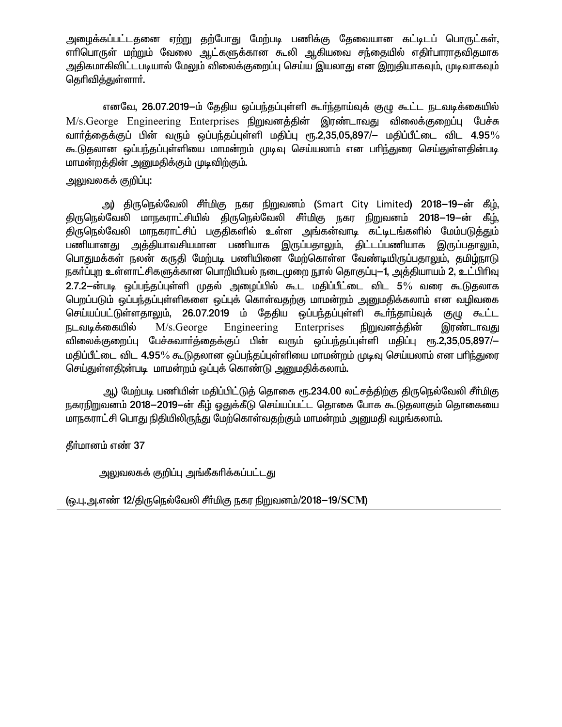அழைக்கப்பட்டதனை ஏற்று தற்போது மேற்படி பணிக்கு தேவையான கட்டிடப் பொருட்கள், எரிபொருள் மற்றும் வேலை ஆட்களுக்கான கூலி ஆகியவை சந்தையில் எதிர்பாராதவிதமாக அதிகமாகிவிட்டபடியால் மேலும் விலைக்குறைப்பு செய்ய இயலாது என இறுதியாகவும், முடிவாகவும் தெரிவித்துள்ளார்.

எனவே, 26.07.2019–ம் தேதிய ஒப்பந்தப்புள்ளி கூர்ந்தாய்வுக் குழு கூட்ட நடவடிக்கையில் M/s.George Engineering Enterprises நிறுவனத்தின் இரண்டாவது விலைக்குறைப்பு பேச்சு வார்த்தைக்குப் பின் வரும் ஒப்பந்தப்புள்ளி மதிப்பு ரூ.2,35,05,897/– மதிப்பீட்டை விட 4.95% கூடுதலான ஒப்பந்தப்புள்ளியை மாமன்றம் முடிவு செய்யலாம் என பரிந்துரை செய்துள்ளதின்படி மாமன்றத்தின் அனுமதிக்கும் முடிவிற்கும்.

அலுவலகக் குறிப்பு:

அ) திருநெல்வேலி சீர்மிகு நகர நிறுவனம் (Smart City Limited) 2018–19–ன் கீழ், திருநெல்வேலி மாநகராட்சியில் திருநெல்வேலி சீர்மிகு நகர நிறுவனம் 2018–19–ன் கீழ், திருநெல்வேலி மாநகராட்சிப் பகுதிகளில் உள்ள அங்கன்வாடி கட்டிடங்களில் மேம்படுத்தும் பணியானது அத்தியாவசியமான பணியாக இருப்பதாலும், திட்டப்பணியாக இருப்பதாலும், பொதுமக்கள் நலன் கருதி மேற்படி பணியினை மேற்கொள்ள வேண்டியிருப்பதாலும், தமிழ்நாடு நகர்ப்புற உள்ளாட்சிகளுக்கான பொறியியல் நடைமுறை நூல் தொகுப்பு–1, அத்தியாயம் 2, உட்பிரிவு 2.7.2–ன்படி ஒப்பந்தப்புள்ளி முதல் அழைப்பில் கூட மதிப்பீட்டை விட 5% வரை கூடுதலாக பெறப்படும் ஒப்பந்தப்புள்ளிகளை ஒப்புக் கொள்வதற்கு மாமன்றம் அனுமதிக்கலாம் என வழிவகை செய்யப்பட்டுள்ளதாலும், 26.07.2019 ம் தேதிய ஒப்பந்தப்புள்ளி கூர்ந்தாய்வுக் குழு கூட்ட நடவடிக்கையில் M/s.George Engineering Enterprises நிறுவனத்தின் இரண்டாவது விலைக்குறைப்பு பேச்சுவார்த்தைக்குப் பின் வரும் ஒப்பந்தப்புள்ளி மதிப்பு ரூ.2,35,05,897/– மதிப்பீட்டை விட 4.95% கூடுதலான ஒப்பந்தப்புள்ளியை மாமன்றம் முடிவு செய்யலாம் என பரிந்துரை செய்துள்ளதி;ன்படி மாமன்றம் ஒப்புக் கொண்டு அனுமதிக்கலாம்.

ஆ) மேற்படி பணியின் மதிப்பிட்டுத் தொகை ரூ.234.00 லட்சத்திற்கு திருநெல்வேலி சீர்மிகு நகரநிறுவனம் 2018–2019–ன் கீழ் ஒதுக்கீடு செய்யப்பட்ட தொகை போக கூடுதலாகும் தொகையை மாநகராட்சி பொது நிதியிலிருந்து மேற்கொள்வதற்கும் மாமன்றம் அனுமதி வழங்கலாம்.

தீர்மானம் எண் 37

அலுவலகக் குறிப்பு அங்கீகரிக்கப்பட்டது

(ஒ.பு.அ.எண் 12/திருநெல்வேலி சீர்மிகு நகர நிறுவனம்/2018–19/SCM)